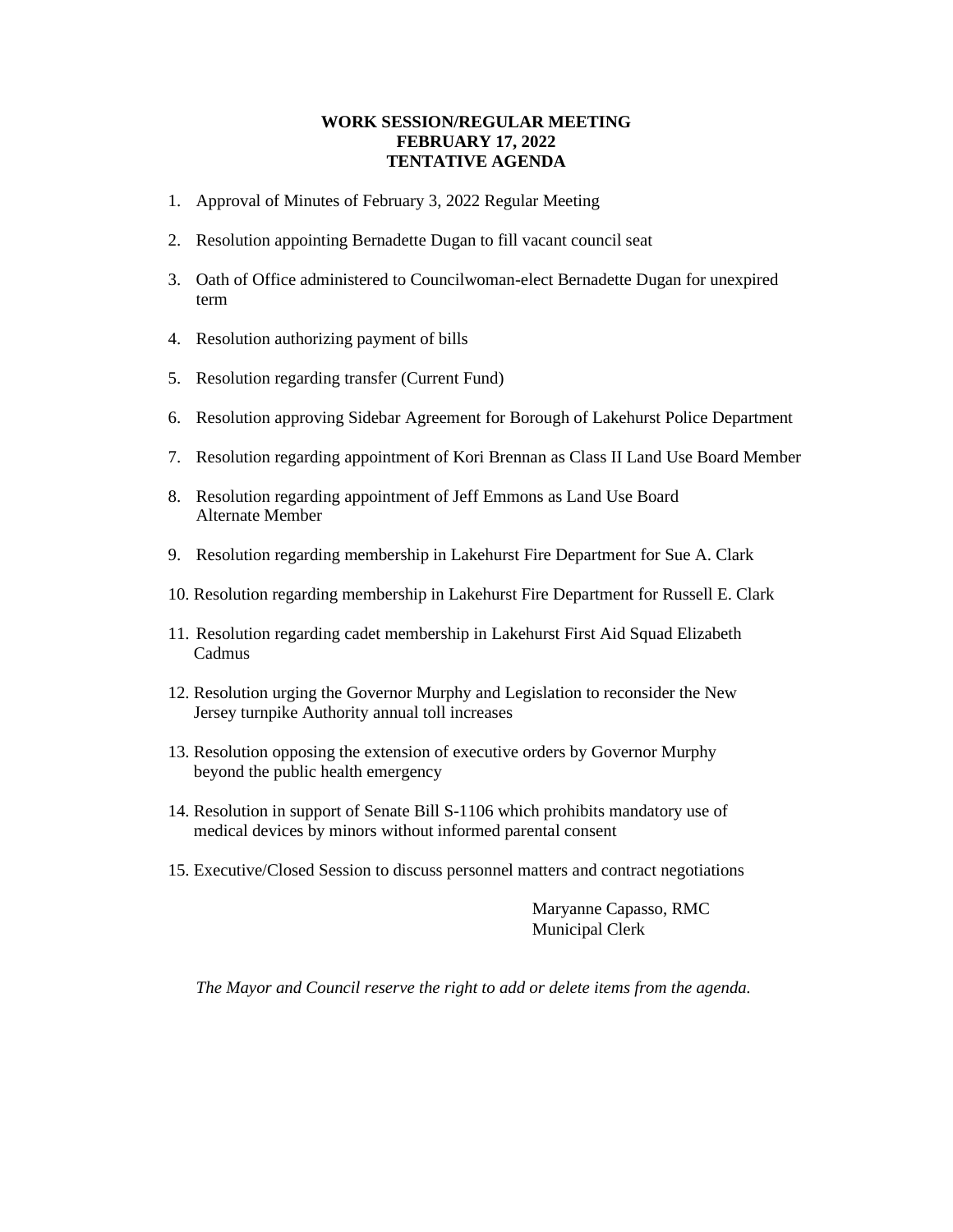**WORK SESSION/REGULAR MEETING**
**FEBRUARY 17, 2022**
**TENTATIVE AGENDA**

1. Approval of Minutes of February 3, 2022 Regular Meeting

2. Resolution appointing Bernadette Dugan to fill vacant council seat

3. Oath of Office administered to Councilwoman-elect Bernadette Dugan for unexpired term

4. Resolution authorizing payment of bills

5. Resolution regarding transfer (Current Fund)

6. Resolution approving Sidebar Agreement for Borough of Lakehurst Police Department

7. Resolution regarding appointment of Kori Brennan as Class II Land Use Board Member

8. Resolution regarding appointment of Jeff Emmons as Land Use Board Alternate Member

9. Resolution regarding membership in Lakehurst Fire Department for Sue A. Clark

10. Resolution regarding membership in Lakehurst Fire Department for Russell E. Clark

11. Resolution regarding cadet membership in Lakehurst First Aid Squad Elizabeth Cadmus

12. Resolution urging the Governor Murphy and Legislation to reconsider the New Jersey turnpike Authority annual toll increases

13. Resolution opposing the extension of executive orders by Governor Murphy beyond the public health emergency

14. Resolution in support of Senate Bill S-1106 which prohibits mandatory use of medical devices by minors without informed parental consent

15. Executive/Closed Session to discuss personnel matters and contract negotiations

Maryanne Capasso, RMC
Municipal Clerk

*The Mayor and Council reserve the right to add or delete items from the agenda.*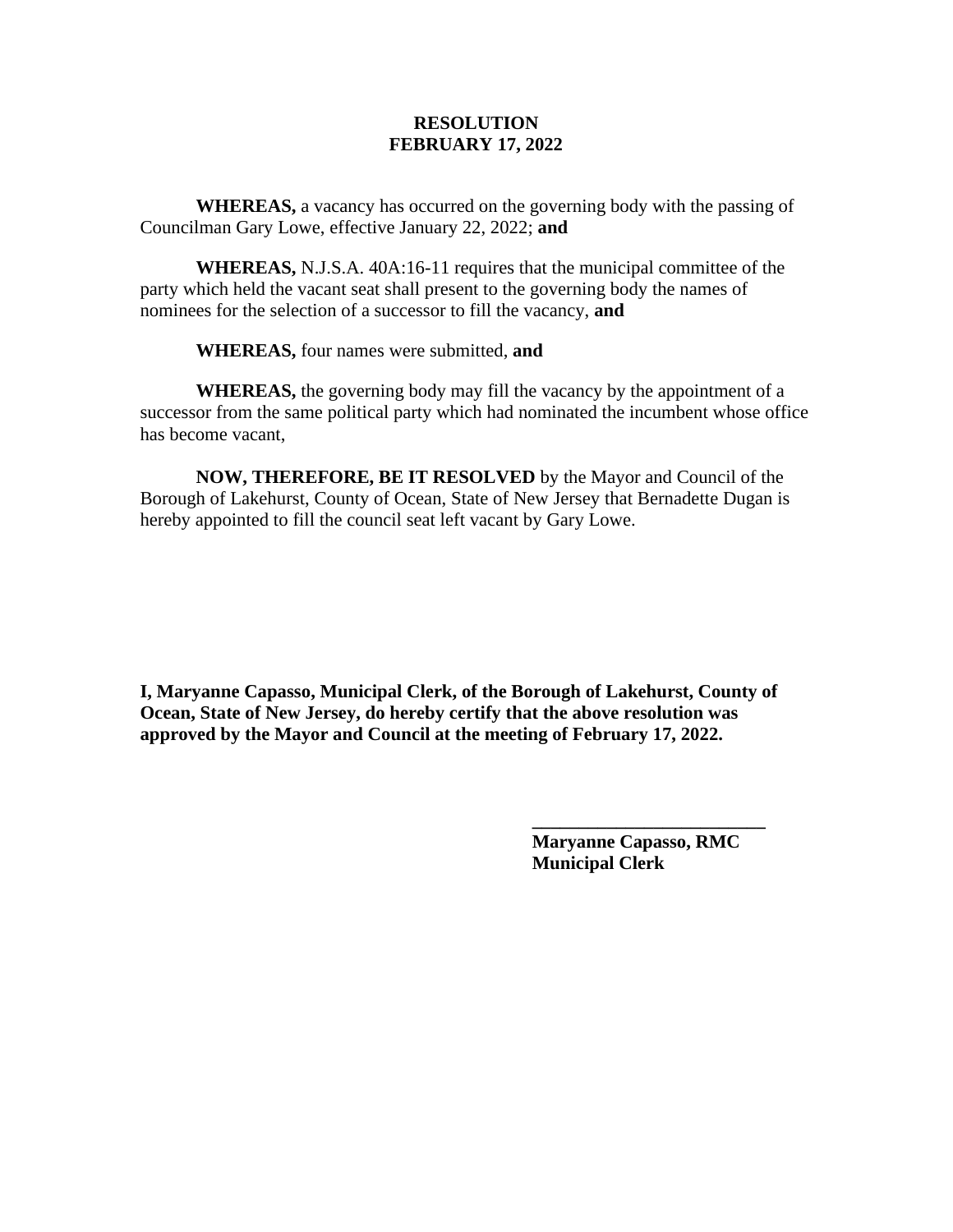**RESOLUTION**
**FEBRUARY 17, 2022**

**WHEREAS,** a vacancy has occurred on the governing body with the passing of Councilman Gary Lowe, effective January 22, 2022; **and**

**WHEREAS,** N.J.S.A. 40A:16-11 requires that the municipal committee of the party which held the vacant seat shall present to the governing body the names of nominees for the selection of a successor to fill the vacancy, **and**

**WHEREAS,** four names were submitted, **and**

**WHEREAS,** the governing body may fill the vacancy by the appointment of a successor from the same political party which had nominated the incumbent whose office has become vacant,

**NOW, THEREFORE, BE IT RESOLVED** by the Mayor and Council of the Borough of Lakehurst, County of Ocean, State of New Jersey that Bernadette Dugan is hereby appointed to fill the council seat left vacant by Gary Lowe.

**I, Maryanne Capasso, Municipal Clerk, of the Borough of Lakehurst, County of Ocean, State of New Jersey, do hereby certify that the above resolution was approved by the Mayor and Council at the meeting of February 17, 2022.**

\_\_\_\_\_\_\_\_\_\_\_\_\_\_\_\_\_\_\_\_\_\_\_\_\_\_
**Maryanne Capasso, RMC**
**Municipal Clerk**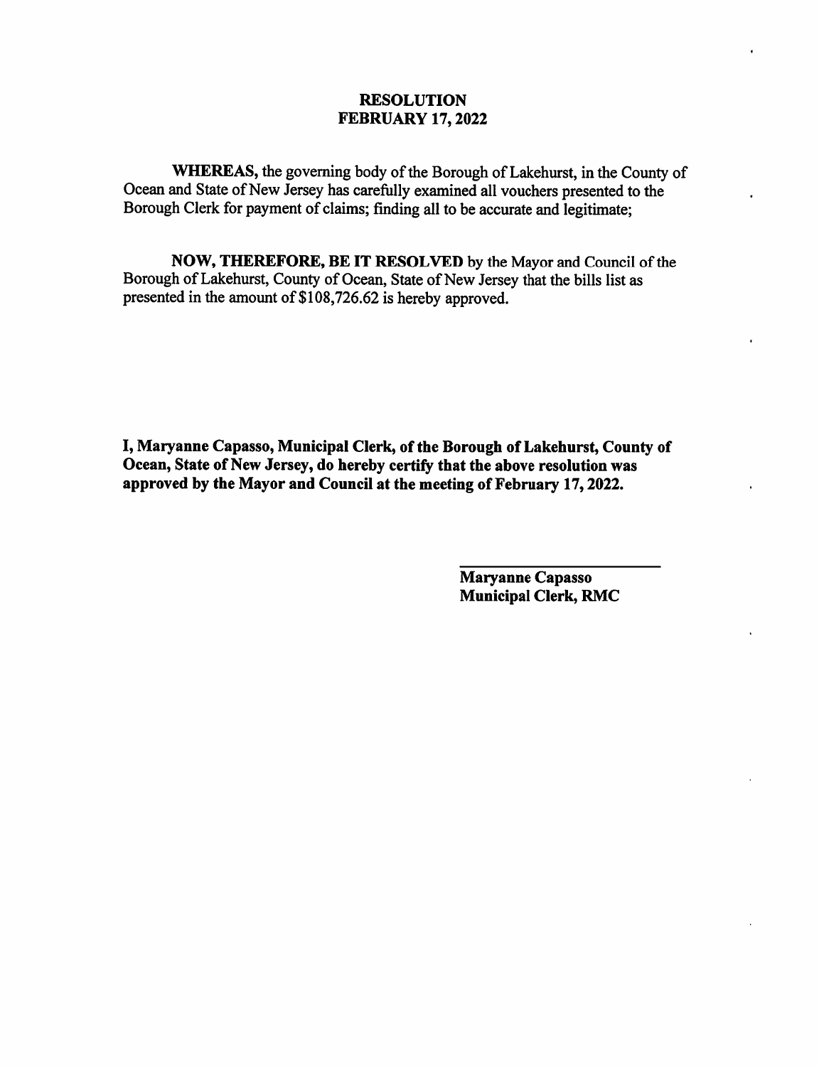**RESOLUTION**
**FEBRUARY 17, 2022**

**WHEREAS,** the governing body of the Borough of Lakehurst, in the County of Ocean and State of New Jersey has carefully examined all vouchers presented to the Borough Clerk for payment of claims; finding all to be accurate and legitimate;

**NOW, THEREFORE, BE IT RESOLVED** by the Mayor and Council of the Borough of Lakehurst, County of Ocean, State of New Jersey that the bills list as presented in the amount of $108,726.62 is hereby approved.

**I, Maryanne Capasso, Municipal Clerk, of the Borough of Lakehurst, County of Ocean, State of New Jersey, do hereby certify that the above resolution was approved by the Mayor and Council at the meeting of February 17, 2022.**

**Maryanne Capasso**
**Municipal Clerk, RMC**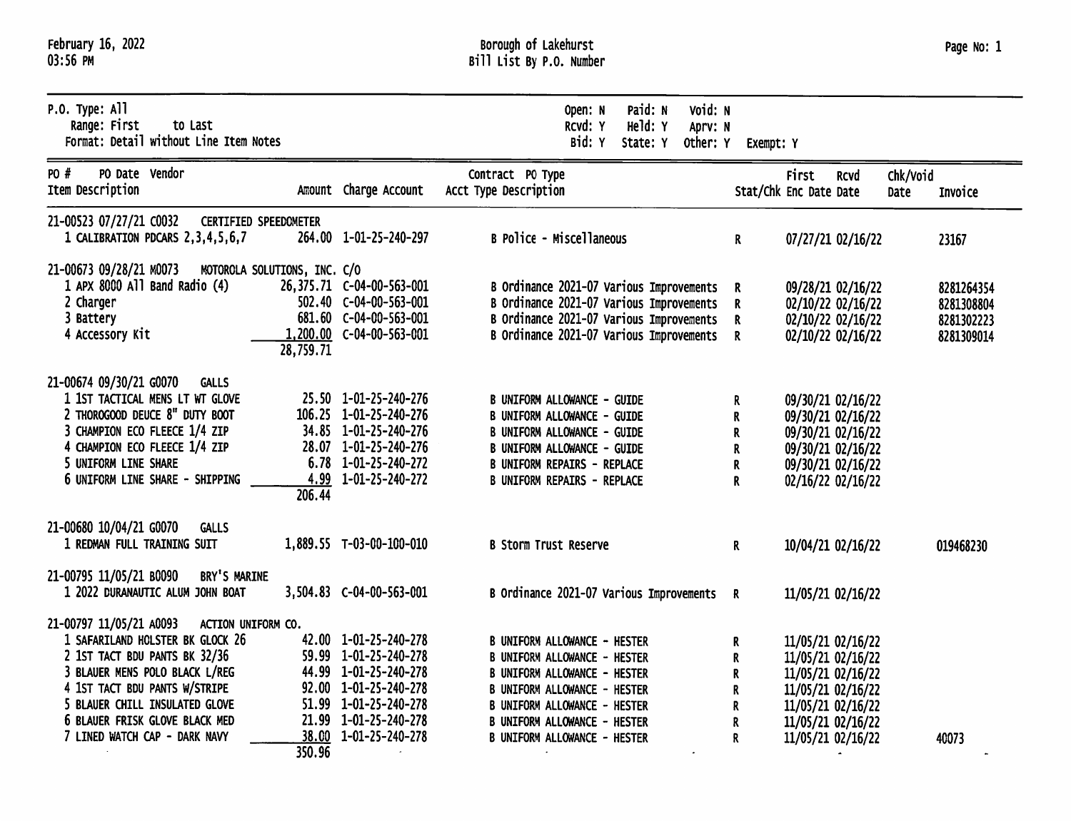Borough of Lakehurst
Bill List By P.O. Number

February 16, 2022
03:56 PM

P.O. Type: All
Range: First to Last
Format: Detail without Line Item Notes

Open: N Paid: N Void: N
Rcvd: Y Held: Y Aprv: N
Bid: Y State: Y Other: Y Exempt: Y

| PO # / Item | PO Date / Description | Vendor | Amount | Charge Account | Contract | PO Type / Acct Type Description | Stat/Chk | First Enc Date | Rcvd Date | Chk/Void Date | Invoice |
|---|---|---|---|---|---|---|---|---|---|---|---|
| 21-00523 | 07/27/21 | C0032 CERTIFIED SPEEDOMETER | | | | | | | | | |
| 1 | CALIBRATION PDCARS 2,3,4,5,6,7 | | 264.00 | 1-01-25-240-297 | | B Police - Miscellaneous | R | 07/27/21 | 02/16/22 | | 23167 |
| 21-00673 | 09/28/21 | M0073 MOTOROLA SOLUTIONS, INC. C/O | | | | | | | | | |
| 1 | APX 8000 All Band Radio (4) | | 26,375.71 | C-04-00-563-001 | | B Ordinance 2021-07 Various Improvements | R | 09/28/21 | 02/16/22 | | 8281264354 |
| 2 | Charger | | 502.40 | C-04-00-563-001 | | B Ordinance 2021-07 Various Improvements | R | 02/10/22 | 02/16/22 | | 8281308804 |
| 3 | Battery | | 681.60 | C-04-00-563-001 | | B Ordinance 2021-07 Various Improvements | R | 02/10/22 | 02/16/22 | | 8281302223 |
| 4 | Accessory Kit | | 1,200.00 | C-04-00-563-001 | | B Ordinance 2021-07 Various Improvements | R | 02/10/22 | 02/16/22 | | 8281309014 |
| | | | 28,759.71 | | | | | | | | |
| 21-00674 | 09/30/21 | G0070 GALLS | | | | | | | | | |
| 1 | 1ST TACTICAL MENS LT WT GLOVE | | 25.50 | 1-01-25-240-276 | | B UNIFORM ALLOWANCE - GUIDE | R | 09/30/21 | 02/16/22 | | |
| 2 | THOROGOOD DEUCE 8" DUTY BOOT | | 106.25 | 1-01-25-240-276 | | B UNIFORM ALLOWANCE - GUIDE | R | 09/30/21 | 02/16/22 | | |
| 3 | CHAMPION ECO FLEECE 1/4 ZIP | | 34.85 | 1-01-25-240-276 | | B UNIFORM ALLOWANCE - GUIDE | R | 09/30/21 | 02/16/22 | | |
| 4 | CHAMPION ECO FLEECE 1/4 ZIP | | 28.07 | 1-01-25-240-276 | | B UNIFORM ALLOWANCE - GUIDE | R | 09/30/21 | 02/16/22 | | |
| 5 | UNIFORM LINE SHARE | | 6.78 | 1-01-25-240-272 | | B UNIFORM REPAIRS - REPLACE | R | 09/30/21 | 02/16/22 | | |
| 6 | UNIFORM LINE SHARE - SHIPPING | | 4.99 | 1-01-25-240-272 | | B UNIFORM REPAIRS - REPLACE | R | 02/16/22 | 02/16/22 | | |
| | | | 206.44 | | | | | | | | |
| 21-00680 | 10/04/21 | G0070 GALLS | | | | | | | | | |
| 1 | REDMAN FULL TRAINING SUIT | | 1,889.55 | T-03-00-100-010 | | B Storm Trust Reserve | R | 10/04/21 | 02/16/22 | | 019468230 |
| 21-00795 | 11/05/21 | B0090 BRY'S MARINE | | | | | | | | | |
| 1 | 2022 DURANAUTIC ALUM JOHN BOAT | | 3,504.83 | C-04-00-563-001 | | B Ordinance 2021-07 Various Improvements | R | 11/05/21 | 02/16/22 | | |
| 21-00797 | 11/05/21 | A0093 ACTION UNIFORM CO. | | | | | | | | | |
| 1 | SAFARILAND HOLSTER BK GLOCK 26 | | 42.00 | 1-01-25-240-278 | | B UNIFORM ALLOWANCE - HESTER | R | 11/05/21 | 02/16/22 | | |
| 2 | 1ST TACT BDU PANTS BK 32/36 | | 59.99 | 1-01-25-240-278 | | B UNIFORM ALLOWANCE - HESTER | R | 11/05/21 | 02/16/22 | | |
| 3 | BLAUER MENS POLO BLACK L/REG | | 44.99 | 1-01-25-240-278 | | B UNIFORM ALLOWANCE - HESTER | R | 11/05/21 | 02/16/22 | | |
| 4 | 1ST TACT BDU PANTS W/STRIPE | | 92.00 | 1-01-25-240-278 | | B UNIFORM ALLOWANCE - HESTER | R | 11/05/21 | 02/16/22 | | |
| 5 | BLAUER CHILL INSULATED GLOVE | | 51.99 | 1-01-25-240-278 | | B UNIFORM ALLOWANCE - HESTER | R | 11/05/21 | 02/16/22 | | |
| 6 | BLAUER FRISK GLOVE BLACK MED | | 21.99 | 1-01-25-240-278 | | B UNIFORM ALLOWANCE - HESTER | R | 11/05/21 | 02/16/22 | | |
| 7 | LINED WATCH CAP - DARK NAVY | | 38.00 | 1-01-25-240-278 | | B UNIFORM ALLOWANCE - HESTER | R | 11/05/21 | 02/16/22 | | 40073 |
| | | | 350.96 | | | | | | | | |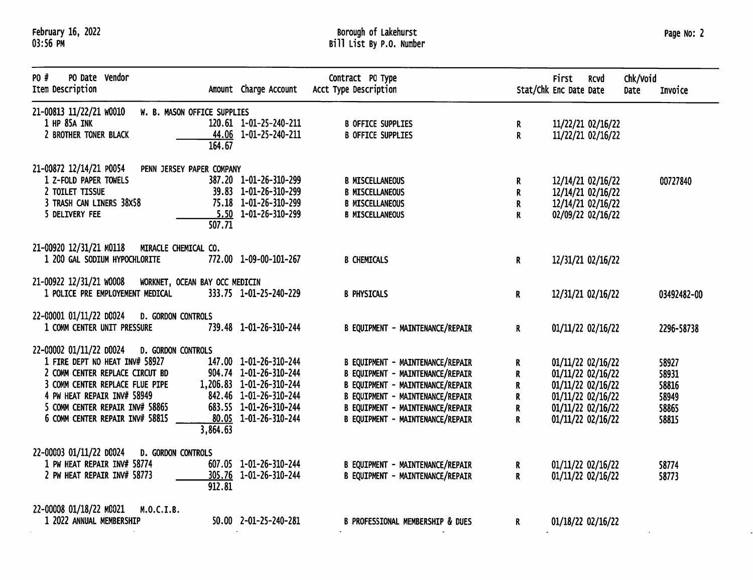Borough of Lakehurst
Bill List By P.O. Number

| PO # PO Date Vendor<br>Item Description | Amount | Charge Account | Contract Acct | PO Type Description | Stat/Chk | First Enc Date | Rcvd Date | Chk/Void Date | Invoice |
|---|---|---|---|---|---|---|---|---|---|
| 21-00813 11/22/21 W0010 W. B. MASON OFFICE SUPPLIES | | | | | | | | | |
| 1 HP 85A INK | 120.61 | 1-01-25-240-211 | B | OFFICE SUPPLIES | R | 11/22/21 | 02/16/22 | | |
| 2 BROTHER TONER BLACK | 44.06 | 1-01-25-240-211 | B | OFFICE SUPPLIES | R | 11/22/21 | 02/16/22 | | |
| | 164.67 | | | | | | | | |
| 21-00872 12/14/21 P0054 PENN JERSEY PAPER COMPANY | | | | | | | | | |
| 1 Z-FOLD PAPER TOWELS | 387.20 | 1-01-26-310-299 | B | MISCELLANEOUS | R | 12/14/21 | 02/16/22 | | 00727840 |
| 2 TOILET TISSUE | 39.83 | 1-01-26-310-299 | B | MISCELLANEOUS | R | 12/14/21 | 02/16/22 | | |
| 3 TRASH CAN LINERS 38X58 | 75.18 | 1-01-26-310-299 | B | MISCELLANEOUS | R | 12/14/21 | 02/16/22 | | |
| 5 DELIVERY FEE | 5.50 | 1-01-26-310-299 | B | MISCELLANEOUS | R | 02/09/22 | 02/16/22 | | |
| | 507.71 | | | | | | | | |
| 21-00920 12/31/21 M0118 MIRACLE CHEMICAL CO. | | | | | | | | | |
| 1 200 GAL SODIUM HYPOCHLORITE | 772.00 | 1-09-00-101-267 | B | CHEMICALS | R | 12/31/21 | 02/16/22 | | |
| 21-00922 12/31/21 W0008 WORKNET, OCEAN BAY OCC MEDICIN | | | | | | | | | |
| 1 POLICE PRE EMPLOYEMENT MEDICAL | 333.75 | 1-01-25-240-229 | B | PHYSICALS | R | 12/31/21 | 02/16/22 | | 03492482-00 |
| 22-00001 01/11/22 D0024 D. GORDON CONTROLS | | | | | | | | | |
| 1 COMM CENTER UNIT PRESSURE | 739.48 | 1-01-26-310-244 | B | EQUIPMENT - MAINTENANCE/REPAIR | R | 01/11/22 | 02/16/22 | | 2296-58738 |
| 22-00002 01/11/22 D0024 D. GORDON CONTROLS | | | | | | | | | |
| 1 FIRE DEPT NO HEAT INV# 58927 | 147.00 | 1-01-26-310-244 | B | EQUIPMENT - MAINTENANCE/REPAIR | R | 01/11/22 | 02/16/22 | | 58927 |
| 2 COMM CENTER REPLACE CIRCUT BD | 904.74 | 1-01-26-310-244 | B | EQUIPMENT - MAINTENANCE/REPAIR | R | 01/11/22 | 02/16/22 | | 58931 |
| 3 COMM CENTER REPLACE FLUE PIPE | 1,206.83 | 1-01-26-310-244 | B | EQUIPMENT - MAINTENANCE/REPAIR | R | 01/11/22 | 02/16/22 | | 58816 |
| 4 PW HEAT REPAIR INV# 58949 | 842.46 | 1-01-26-310-244 | B | EQUIPMENT - MAINTENANCE/REPAIR | R | 01/11/22 | 02/16/22 | | 58949 |
| 5 COMM CENTER REPAIR INV# 58865 | 683.55 | 1-01-26-310-244 | B | EQUIPMENT - MAINTENANCE/REPAIR | R | 01/11/22 | 02/16/22 | | 58865 |
| 6 COMM CENTER REPAIR INV# 58815 | 80.05 | 1-01-26-310-244 | B | EQUIPMENT - MAINTENANCE/REPAIR | R | 01/11/22 | 02/16/22 | | 58815 |
| | 3,864.63 | | | | | | | | |
| 22-00003 01/11/22 D0024 D. GORDON CONTROLS | | | | | | | | | |
| 1 PW HEAT REPAIR INV# 58774 | 607.05 | 1-01-26-310-244 | B | EQUIPMENT - MAINTENANCE/REPAIR | R | 01/11/22 | 02/16/22 | | 58774 |
| 2 PW HEAT REPAIR INV# 58773 | 305.76 | 1-01-26-310-244 | B | EQUIPMENT - MAINTENANCE/REPAIR | R | 01/11/22 | 02/16/22 | | 58773 |
| | 912.81 | | | | | | | | |
| 22-00008 01/18/22 M0021 M.O.C.I.B. | | | | | | | | | |
| 1 2022 ANNUAL MEMBERSHIP | 50.00 | 2-01-25-240-281 | B | PROFESSIONAL MEMBERSHIP & DUES | R | 01/18/22 | 02/16/22 | | |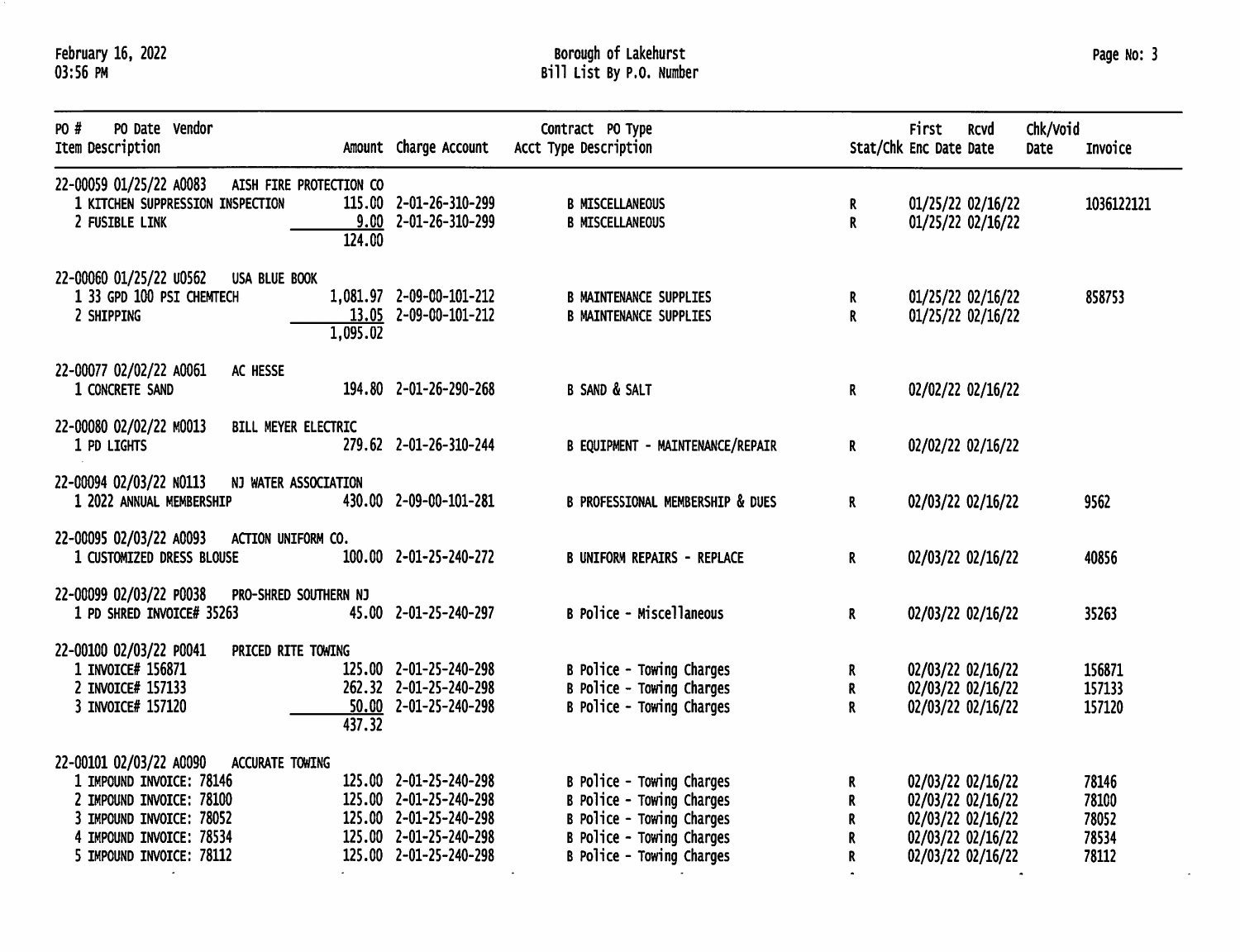# Borough of Lakehurst

## Bill List By P.O. Number

February 16, 2022
03:56 PM

| PO # PO Date Vendor Item Description | Amount | Charge Account | Contract PO Type Acct Type Description | Stat/Chk | First Enc Date | Rcvd Date | Chk/Void Date | Invoice |
|---|---|---|---|---|---|---|---|---|
| 22-00059 01/25/22 A0083 AISH FIRE PROTECTION CO | | | | | | | | |
| 1 KITCHEN SUPPRESSION INSPECTION | 115.00 | 2-01-26-310-299 | B MISCELLANEOUS | R | 01/25/22 | 02/16/22 | | 1036122121 |
| 2 FUSIBLE LINK | 9.00 | 2-01-26-310-299 | B MISCELLANEOUS | R | 01/25/22 | 02/16/22 | | |
| | 124.00 | | | | | | | |
| 22-00060 01/25/22 U0562 USA BLUE BOOK | | | | | | | | |
| 1 33 GPD 100 PSI CHEMTECH | 1,081.97 | 2-09-00-101-212 | B MAINTENANCE SUPPLIES | R | 01/25/22 | 02/16/22 | | 858753 |
| 2 SHIPPING | 13.05 | 2-09-00-101-212 | B MAINTENANCE SUPPLIES | R | 01/25/22 | 02/16/22 | | |
| | 1,095.02 | | | | | | | |
| 22-00077 02/02/22 A0061 AC HESSE | | | | | | | | |
| 1 CONCRETE SAND | 194.80 | 2-01-26-290-268 | B SAND & SALT | R | 02/02/22 | 02/16/22 | | |
| 22-00080 02/02/22 M0013 BILL MEYER ELECTRIC | | | | | | | | |
| 1 PD LIGHTS | 279.62 | 2-01-26-310-244 | B EQUIPMENT - MAINTENANCE/REPAIR | R | 02/02/22 | 02/16/22 | | |
| 22-00094 02/03/22 N0113 NJ WATER ASSOCIATION | | | | | | | | |
| 1 2022 ANNUAL MEMBERSHIP | 430.00 | 2-09-00-101-281 | B PROFESSIONAL MEMBERSHIP & DUES | R | 02/03/22 | 02/16/22 | | 9562 |
| 22-00095 02/03/22 A0093 ACTION UNIFORM CO. | | | | | | | | |
| 1 CUSTOMIZED DRESS BLOUSE | 100.00 | 2-01-25-240-272 | B UNIFORM REPAIRS - REPLACE | R | 02/03/22 | 02/16/22 | | 40856 |
| 22-00099 02/03/22 P0038 PRO-SHRED SOUTHERN NJ | | | | | | | | |
| 1 PD SHRED INVOICE# 35263 | 45.00 | 2-01-25-240-297 | B Police - Miscellaneous | R | 02/03/22 | 02/16/22 | | 35263 |
| 22-00100 02/03/22 P0041 PRICED RITE TOWING | | | | | | | | |
| 1 INVOICE# 156871 | 125.00 | 2-01-25-240-298 | B Police - Towing Charges | R | 02/03/22 | 02/16/22 | | 156871 |
| 2 INVOICE# 157133 | 262.32 | 2-01-25-240-298 | B Police - Towing Charges | R | 02/03/22 | 02/16/22 | | 157133 |
| 3 INVOICE# 157120 | 50.00 | 2-01-25-240-298 | B Police - Towing Charges | R | 02/03/22 | 02/16/22 | | 157120 |
| | 437.32 | | | | | | | |
| 22-00101 02/03/22 A0090 ACCURATE TOWING | | | | | | | | |
| 1 IMPOUND INVOICE: 78146 | 125.00 | 2-01-25-240-298 | B Police - Towing Charges | R | 02/03/22 | 02/16/22 | | 78146 |
| 2 IMPOUND INVOICE: 78100 | 125.00 | 2-01-25-240-298 | B Police - Towing Charges | R | 02/03/22 | 02/16/22 | | 78100 |
| 3 IMPOUND INVOICE: 78052 | 125.00 | 2-01-25-240-298 | B Police - Towing Charges | R | 02/03/22 | 02/16/22 | | 78052 |
| 4 IMPOUND INVOICE: 78534 | 125.00 | 2-01-25-240-298 | B Police - Towing Charges | R | 02/03/22 | 02/16/22 | | 78534 |
| 5 IMPOUND INVOICE: 78112 | 125.00 | 2-01-25-240-298 | B Police - Towing Charges | R | 02/03/22 | 02/16/22 | | 78112 |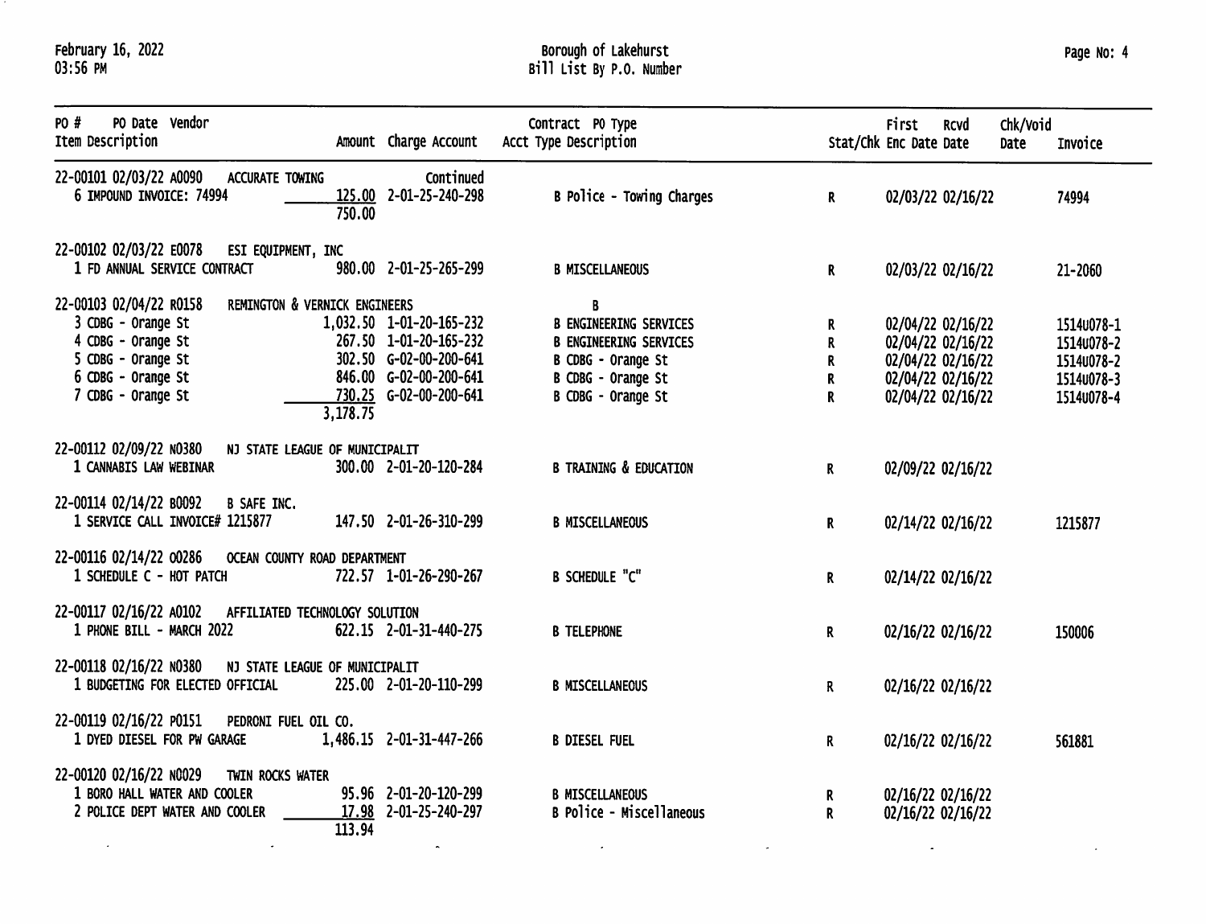February 16, 2022
03:56 PM

# Borough of Lakehurst
## Bill List By P.O. Number

| PO # PO Date Vendor<br>Item Description | Amount | Charge Account | Contract PO Type<br>Acct Type Description | Stat/Chk | First Enc Date | Rcvd Date | Chk/Void Date | Invoice |
|---|---|---|---|---|---|---|---|---|
| 22-00101 02/03/22 A0090 ACCURATE TOWING | | Continued | | | | | | |
| 6 IMPOUND INVOICE: 74994 | 125.00 | 2-01-25-240-298 | B Police - Towing Charges | R | 02/03/22 | 02/16/22 | | 74994 |
| | 750.00 | | | | | | | |
| 22-00102 02/03/22 E0078 ESI EQUIPMENT, INC | | | | | | | | |
| 1 FD ANNUAL SERVICE CONTRACT | 980.00 | 2-01-25-265-299 | B MISCELLANEOUS | R | 02/03/22 | 02/16/22 | | 21-2060 |
| 22-00103 02/04/22 R0158 REMINGTON & VERNICK ENGINEERS | | | B | | | | | |
| 3 CDBG - Orange St | 1,032.50 | 1-01-20-165-232 | B ENGINEERING SERVICES | R | 02/04/22 | 02/16/22 | | 1514U078-1 |
| 4 CDBG - Orange St | 267.50 | 1-01-20-165-232 | B ENGINEERING SERVICES | R | 02/04/22 | 02/16/22 | | 1514U078-2 |
| 5 CDBG - Orange St | 302.50 | G-02-00-200-641 | B CDBG - Orange St | R | 02/04/22 | 02/16/22 | | 1514U078-2 |
| 6 CDBG - Orange St | 846.00 | G-02-00-200-641 | B CDBG - Orange St | R | 02/04/22 | 02/16/22 | | 1514U078-3 |
| 7 CDBG - Orange St | 730.25 | G-02-00-200-641 | B CDBG - Orange St | R | 02/04/22 | 02/16/22 | | 1514U078-4 |
| | 3,178.75 | | | | | | | |
| 22-00112 02/09/22 N0380 NJ STATE LEAGUE OF MUNICIPALIT | | | | | | | | |
| 1 CANNABIS LAW WEBINAR | 300.00 | 2-01-20-120-284 | B TRAINING & EDUCATION | R | 02/09/22 | 02/16/22 | | |
| 22-00114 02/14/22 B0092 B SAFE INC. | | | | | | | | |
| 1 SERVICE CALL INVOICE# 1215877 | 147.50 | 2-01-26-310-299 | B MISCELLANEOUS | R | 02/14/22 | 02/16/22 | | 1215877 |
| 22-00116 02/14/22 O0286 OCEAN COUNTY ROAD DEPARTMENT | | | | | | | | |
| 1 SCHEDULE C - HOT PATCH | 722.57 | 1-01-26-290-267 | B SCHEDULE "C" | R | 02/14/22 | 02/16/22 | | |
| 22-00117 02/16/22 A0102 AFFILIATED TECHNOLOGY SOLUTION | | | | | | | | |
| 1 PHONE BILL - MARCH 2022 | 622.15 | 2-01-31-440-275 | B TELEPHONE | R | 02/16/22 | 02/16/22 | | 150006 |
| 22-00118 02/16/22 N0380 NJ STATE LEAGUE OF MUNICIPALIT | | | | | | | | |
| 1 BUDGETING FOR ELECTED OFFICIAL | 225.00 | 2-01-20-110-299 | B MISCELLANEOUS | R | 02/16/22 | 02/16/22 | | |
| 22-00119 02/16/22 P0151 PEDRONI FUEL OIL CO. | | | | | | | | |
| 1 DYED DIESEL FOR PW GARAGE | 1,486.15 | 2-01-31-447-266 | B DIESEL FUEL | R | 02/16/22 | 02/16/22 | | 561881 |
| 22-00120 02/16/22 N0029 TWIN ROCKS WATER | | | | | | | | |
| 1 BORO HALL WATER AND COOLER | 95.96 | 2-01-20-120-299 | B MISCELLANEOUS | R | 02/16/22 | 02/16/22 | | |
| 2 POLICE DEPT WATER AND COOLER | 17.98 | 2-01-25-240-297 | B Police - Miscellaneous | R | 02/16/22 | 02/16/22 | | |
| | 113.94 | | | | | | | |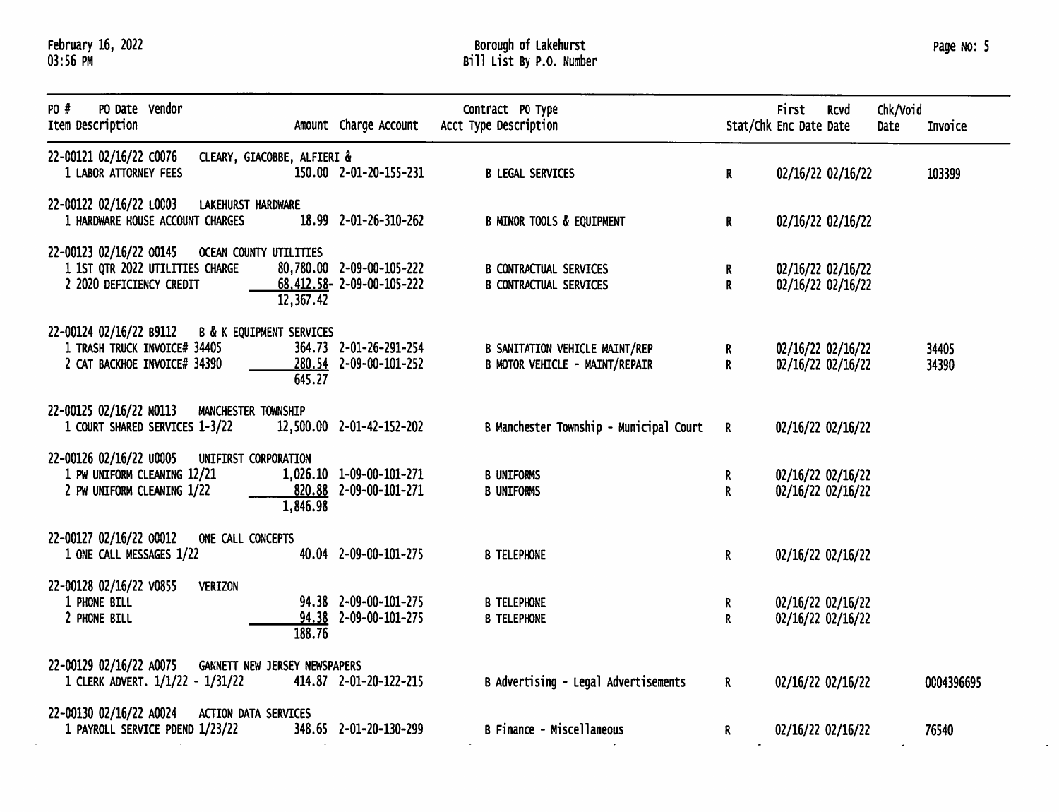| PO # | PO Date | Vendor | | | Contract | PO Type | | First | Rcvd | Chk/Void | |
|---|---|---|---|---|---|---|---|---|---|---|---|
| Item Description | | | Amount | Charge Account | Acct Type | Description | Stat/Chk | Enc Date | Date | Date | Invoice |
| 22-00121 | 02/16/22 | C0076 CLEARY, GIACOBBE, ALFIERI & | | | | | | | | | |
| 1 LABOR ATTORNEY FEES | | | 150.00 | 2-01-20-155-231 | B | LEGAL SERVICES | R | 02/16/22 | 02/16/22 | | 103399 |
| 22-00122 | 02/16/22 | L0003 LAKEHURST HARDWARE | | | | | | | | | |
| 1 HARDWARE HOUSE ACCOUNT CHARGES | | | 18.99 | 2-01-26-310-262 | B | MINOR TOOLS & EQUIPMENT | R | 02/16/22 | 02/16/22 | | |
| 22-00123 | 02/16/22 | O0145 OCEAN COUNTY UTILITIES | | | | | | | | | |
| 1 1ST QTR 2022 UTILITIES CHARGE | | | 80,780.00 | 2-09-00-105-222 | B | CONTRACTUAL SERVICES | R | 02/16/22 | 02/16/22 | | |
| 2 2020 DEFICIENCY CREDIT | | | 68,412.58- | 2-09-00-105-222 | B | CONTRACTUAL SERVICES | R | 02/16/22 | 02/16/22 | | |
| | | | 12,367.42 | | | | | | | | |
| 22-00124 | 02/16/22 | B9112 B & K EQUIPMENT SERVICES | | | | | | | | | |
| 1 TRASH TRUCK INVOICE# 34405 | | | 364.73 | 2-01-26-291-254 | B | SANITATION VEHICLE MAINT/REP | R | 02/16/22 | 02/16/22 | | 34405 |
| 2 CAT BACKHOE INVOICE# 34390 | | | 280.54 | 2-09-00-101-252 | B | MOTOR VEHICLE - MAINT/REPAIR | R | 02/16/22 | 02/16/22 | | 34390 |
| | | | 645.27 | | | | | | | | |
| 22-00125 | 02/16/22 | M0113 MANCHESTER TOWNSHIP | | | | | | | | | |
| 1 COURT SHARED SERVICES 1-3/22 | | | 12,500.00 | 2-01-42-152-202 | B | Manchester Township - Municipal Court | R | 02/16/22 | 02/16/22 | | |
| 22-00126 | 02/16/22 | U0005 UNIFIRST CORPORATION | | | | | | | | | |
| 1 PW UNIFORM CLEANING 12/21 | | | 1,026.10 | 1-09-00-101-271 | B | UNIFORMS | R | 02/16/22 | 02/16/22 | | |
| 2 PW UNIFORM CLEANING 1/22 | | | 820.88 | 2-09-00-101-271 | B | UNIFORMS | R | 02/16/22 | 02/16/22 | | |
| | | | 1,846.98 | | | | | | | | |
| 22-00127 | 02/16/22 | O0012 ONE CALL CONCEPTS | | | | | | | | | |
| 1 ONE CALL MESSAGES 1/22 | | | 40.04 | 2-09-00-101-275 | B | TELEPHONE | R | 02/16/22 | 02/16/22 | | |
| 22-00128 | 02/16/22 | V0855 VERIZON | | | | | | | | | |
| 1 PHONE BILL | | | 94.38 | 2-09-00-101-275 | B | TELEPHONE | R | 02/16/22 | 02/16/22 | | |
| 2 PHONE BILL | | | 94.38 | 2-09-00-101-275 | B | TELEPHONE | R | 02/16/22 | 02/16/22 | | |
| | | | 188.76 | | | | | | | | |
| 22-00129 | 02/16/22 | A0075 GANNETT NEW JERSEY NEWSPAPERS | | | | | | | | | |
| 1 CLERK ADVERT. 1/1/22 - 1/31/22 | | | 414.87 | 2-01-20-122-215 | B | Advertising - Legal Advertisements | R | 02/16/22 | 02/16/22 | | 0004396695 |
| 22-00130 | 02/16/22 | A0024 ACTION DATA SERVICES | | | | | | | | | |
| 1 PAYROLL SERVICE PDEND 1/23/22 | | | 348.65 | 2-01-20-130-299 | B | Finance - Miscellaneous | R | 02/16/22 | 02/16/22 | | 76540 |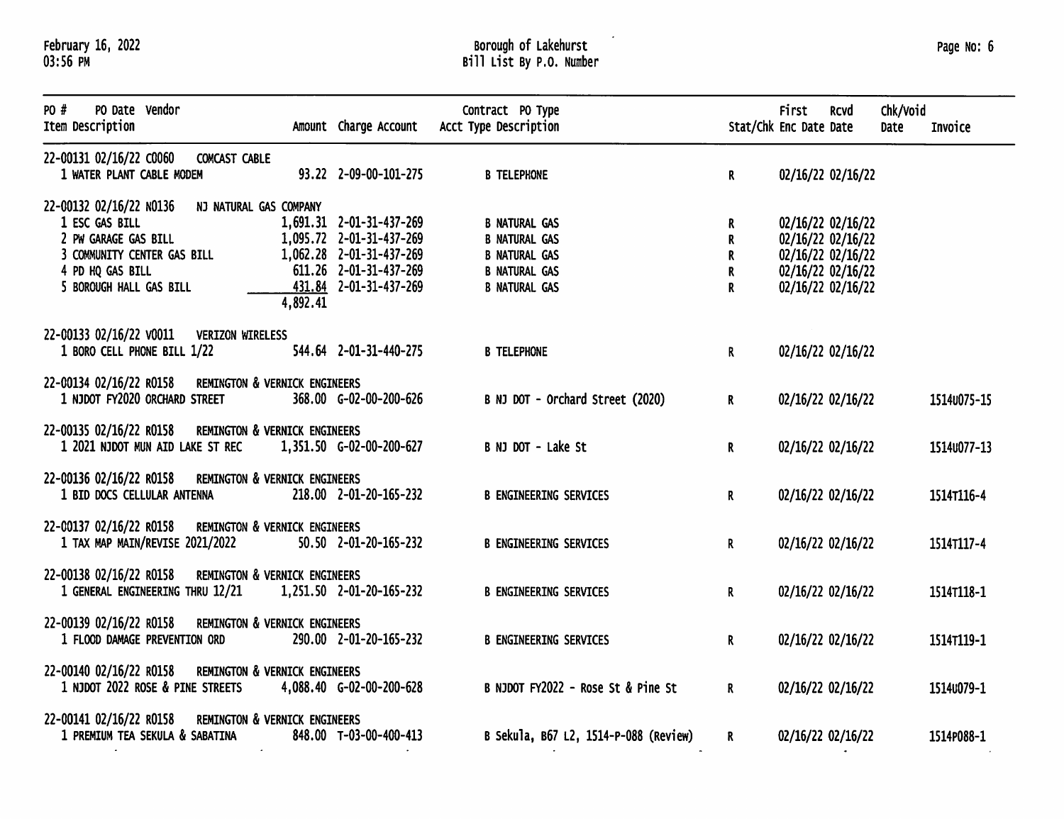| PO # | PO Date | Vendor | Amount | Charge Account | Contract Acct Type | PO Type Description | Stat/Chk | First Enc Date | Rcvd Date | Chk/Void Date | Invoice |
|---|---|---|---|---|---|---|---|---|---|---|---|
| 22-00131 | 02/16/22 | C0060 COMCAST CABLE | | | | | | | | | |
| 1 WATER PLANT CABLE MODEM | | | 93.22 | 2-09-00-101-275 | B | TELEPHONE | R | 02/16/22 | 02/16/22 | | |
| 22-00132 | 02/16/22 | N0136 NJ NATURAL GAS COMPANY | | | | | | | | | |
| 1 ESC GAS BILL | | | 1,691.31 | 2-01-31-437-269 | B | NATURAL GAS | R | 02/16/22 | 02/16/22 | | |
| 2 PW GARAGE GAS BILL | | | 1,095.72 | 2-01-31-437-269 | B | NATURAL GAS | R | 02/16/22 | 02/16/22 | | |
| 3 COMMUNITY CENTER GAS BILL | | | 1,062.28 | 2-01-31-437-269 | B | NATURAL GAS | R | 02/16/22 | 02/16/22 | | |
| 4 PD HQ GAS BILL | | | 611.26 | 2-01-31-437-269 | B | NATURAL GAS | R | 02/16/22 | 02/16/22 | | |
| 5 BOROUGH HALL GAS BILL | | | 431.84 | 2-01-31-437-269 | B | NATURAL GAS | R | 02/16/22 | 02/16/22 | | |
| | | | 4,892.41 | | | | | | | | |
| 22-00133 | 02/16/22 | V0011 VERIZON WIRELESS | | | | | | | | | |
| 1 BORO CELL PHONE BILL 1/22 | | | 544.64 | 2-01-31-440-275 | B | TELEPHONE | R | 02/16/22 | 02/16/22 | | |
| 22-00134 | 02/16/22 | R0158 REMINGTON & VERNICK ENGINEERS | | | | | | | | | |
| 1 NJDOT FY2020 ORCHARD STREET | | | 368.00 | G-02-00-200-626 | B | NJ DOT - Orchard Street (2020) | R | 02/16/22 | 02/16/22 | | 1514U075-15 |
| 22-00135 | 02/16/22 | R0158 REMINGTON & VERNICK ENGINEERS | | | | | | | | | |
| 1 2021 NJDOT MUN AID LAKE ST REC | | | 1,351.50 | G-02-00-200-627 | B | NJ DOT - Lake St | R | 02/16/22 | 02/16/22 | | 1514U077-13 |
| 22-00136 | 02/16/22 | R0158 REMINGTON & VERNICK ENGINEERS | | | | | | | | | |
| 1 BID DOCS CELLULAR ANTENNA | | | 218.00 | 2-01-20-165-232 | B | ENGINEERING SERVICES | R | 02/16/22 | 02/16/22 | | 1514T116-4 |
| 22-00137 | 02/16/22 | R0158 REMINGTON & VERNICK ENGINEERS | | | | | | | | | |
| 1 TAX MAP MAIN/REVISE 2021/2022 | | | 50.50 | 2-01-20-165-232 | B | ENGINEERING SERVICES | R | 02/16/22 | 02/16/22 | | 1514T117-4 |
| 22-00138 | 02/16/22 | R0158 REMINGTON & VERNICK ENGINEERS | | | | | | | | | |
| 1 GENERAL ENGINEERING THRU 12/21 | | | 1,251.50 | 2-01-20-165-232 | B | ENGINEERING SERVICES | R | 02/16/22 | 02/16/22 | | 1514T118-1 |
| 22-00139 | 02/16/22 | R0158 REMINGTON & VERNICK ENGINEERS | | | | | | | | | |
| 1 FLOOD DAMAGE PREVENTION ORD | | | 290.00 | 2-01-20-165-232 | B | ENGINEERING SERVICES | R | 02/16/22 | 02/16/22 | | 1514T119-1 |
| 22-00140 | 02/16/22 | R0158 REMINGTON & VERNICK ENGINEERS | | | | | | | | | |
| 1 NJDOT 2022 ROSE & PINE STREETS | | | 4,088.40 | G-02-00-200-628 | B | NJDOT FY2022 - Rose St & Pine St | R | 02/16/22 | 02/16/22 | | 1514U079-1 |
| 22-00141 | 02/16/22 | R0158 REMINGTON & VERNICK ENGINEERS | | | | | | | | | |
| 1 PREMIUM TEA SEKULA & SABATINA | | | 848.00 | T-03-00-400-413 | B | Sekula, B67 L2, 1514-P-088 (Review) | R | 02/16/22 | 02/16/22 | | 1514P088-1 |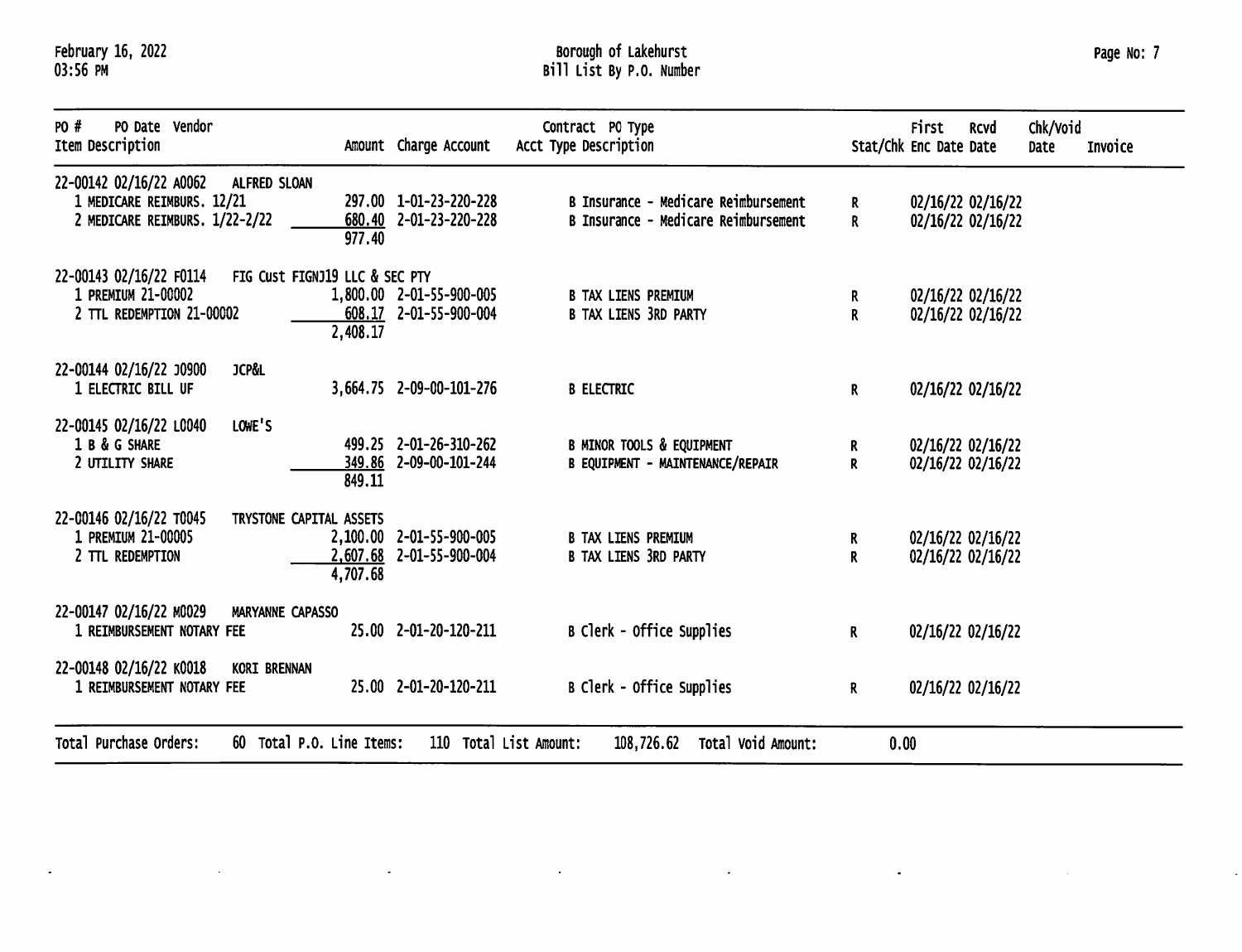February 16, 2022
03:56 PM

# Borough of Lakehurst
## Bill List By P.O. Number

| PO # PO Date Vendor / Item Description | Amount | Charge Account | Contract PO Type Acct Type Description | Stat/Chk | First Enc Date | Rcvd Date | Chk/Void Date | Invoice |
|---|---|---|---|---|---|---|---|---|
| 22-00142 02/16/22 A0062 ALFRED SLOAN | | | | | | | | |
| 1 MEDICARE REIMBURS. 12/21 | 297.00 | 1-01-23-220-228 | B Insurance - Medicare Reimbursement | R | 02/16/22 | 02/16/22 | | |
| 2 MEDICARE REIMBURS. 1/22-2/22 | 680.40 | 2-01-23-220-228 | B Insurance - Medicare Reimbursement | R | 02/16/22 | 02/16/22 | | |
| | 977.40 | | | | | | | |
| 22-00143 02/16/22 F0114 FIG Cust FIGNJ19 LLC & SEC PTY | | | | | | | | |
| 1 PREMIUM 21-00002 | 1,800.00 | 2-01-55-900-005 | B TAX LIENS PREMIUM | R | 02/16/22 | 02/16/22 | | |
| 2 TTL REDEMPTION 21-00002 | 608.17 | 2-01-55-900-004 | B TAX LIENS 3RD PARTY | R | 02/16/22 | 02/16/22 | | |
| | 2,408.17 | | | | | | | |
| 22-00144 02/16/22 J0900 JCP&L | | | | | | | | |
| 1 ELECTRIC BILL UF | 3,664.75 | 2-09-00-101-276 | B ELECTRIC | R | 02/16/22 | 02/16/22 | | |
| 22-00145 02/16/22 L0040 LOWE'S | | | | | | | | |
| 1 B & G SHARE | 499.25 | 2-01-26-310-262 | B MINOR TOOLS & EQUIPMENT | R | 02/16/22 | 02/16/22 | | |
| 2 UTILITY SHARE | 349.86 | 2-09-00-101-244 | B EQUIPMENT - MAINTENANCE/REPAIR | R | 02/16/22 | 02/16/22 | | |
| | 849.11 | | | | | | | |
| 22-00146 02/16/22 T0045 TRYSTONE CAPITAL ASSETS | | | | | | | | |
| 1 PREMIUM 21-00005 | 2,100.00 | 2-01-55-900-005 | B TAX LIENS PREMIUM | R | 02/16/22 | 02/16/22 | | |
| 2 TTL REDEMPTION | 2,607.68 | 2-01-55-900-004 | B TAX LIENS 3RD PARTY | R | 02/16/22 | 02/16/22 | | |
| | 4,707.68 | | | | | | | |
| 22-00147 02/16/22 M0029 MARYANNE CAPASSO | | | | | | | | |
| 1 REIMBURSEMENT NOTARY FEE | 25.00 | 2-01-20-120-211 | B Clerk - Office Supplies | R | 02/16/22 | 02/16/22 | | |
| 22-00148 02/16/22 K0018 KORI BRENNAN | | | | | | | | |
| 1 REIMBURSEMENT NOTARY FEE | 25.00 | 2-01-20-120-211 | B Clerk - Office Supplies | R | 02/16/22 | 02/16/22 | | |

Total Purchase Orders: 60 Total P.O. Line Items: 110 Total List Amount: 108,726.62 Total Void Amount: 0.00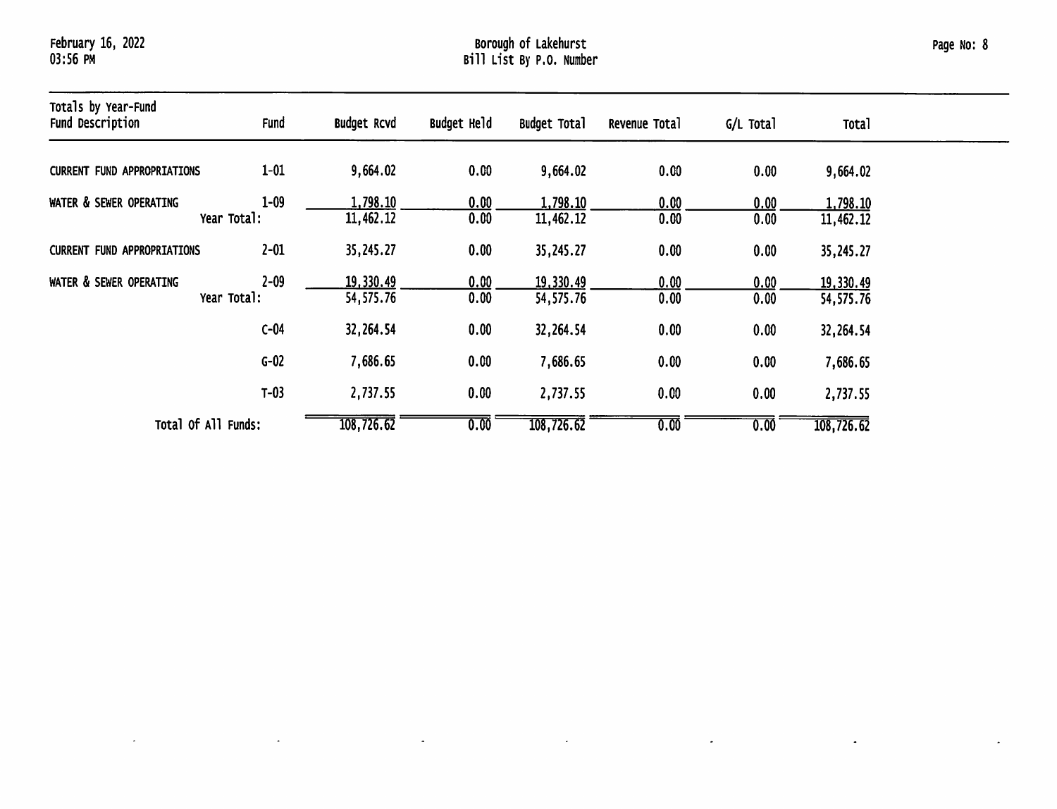Borough of Lakehurst
Bill List By P.O. Number

| Totals by Year-Fund<br>Fund Description | Fund | Budget Rcvd | Budget Held | Budget Total | Revenue Total | G/L Total | Total |
|---|---|---|---|---|---|---|---|
| CURRENT FUND APPROPRIATIONS | 1-01 | 9,664.02 | 0.00 | 9,664.02 | 0.00 | 0.00 | 9,664.02 |
| WATER & SEWER OPERATING | 1-09 | 1,798.10 | 0.00 | 1,798.10 | 0.00 | 0.00 | 1,798.10 |
| Year Total: | | 11,462.12 | 0.00 | 11,462.12 | 0.00 | 0.00 | 11,462.12 |
| CURRENT FUND APPROPRIATIONS | 2-01 | 35,245.27 | 0.00 | 35,245.27 | 0.00 | 0.00 | 35,245.27 |
| WATER & SEWER OPERATING | 2-09 | 19,330.49 | 0.00 | 19,330.49 | 0.00 | 0.00 | 19,330.49 |
| Year Total: | | 54,575.76 | 0.00 | 54,575.76 | 0.00 | 0.00 | 54,575.76 |
| | C-04 | 32,264.54 | 0.00 | 32,264.54 | 0.00 | 0.00 | 32,264.54 |
| | G-02 | 7,686.65 | 0.00 | 7,686.65 | 0.00 | 0.00 | 7,686.65 |
| | T-03 | 2,737.55 | 0.00 | 2,737.55 | 0.00 | 0.00 | 2,737.55 |
| Total Of All Funds: | | 108,726.62 | 0.00 | 108,726.62 | 0.00 | 0.00 | 108,726.62 |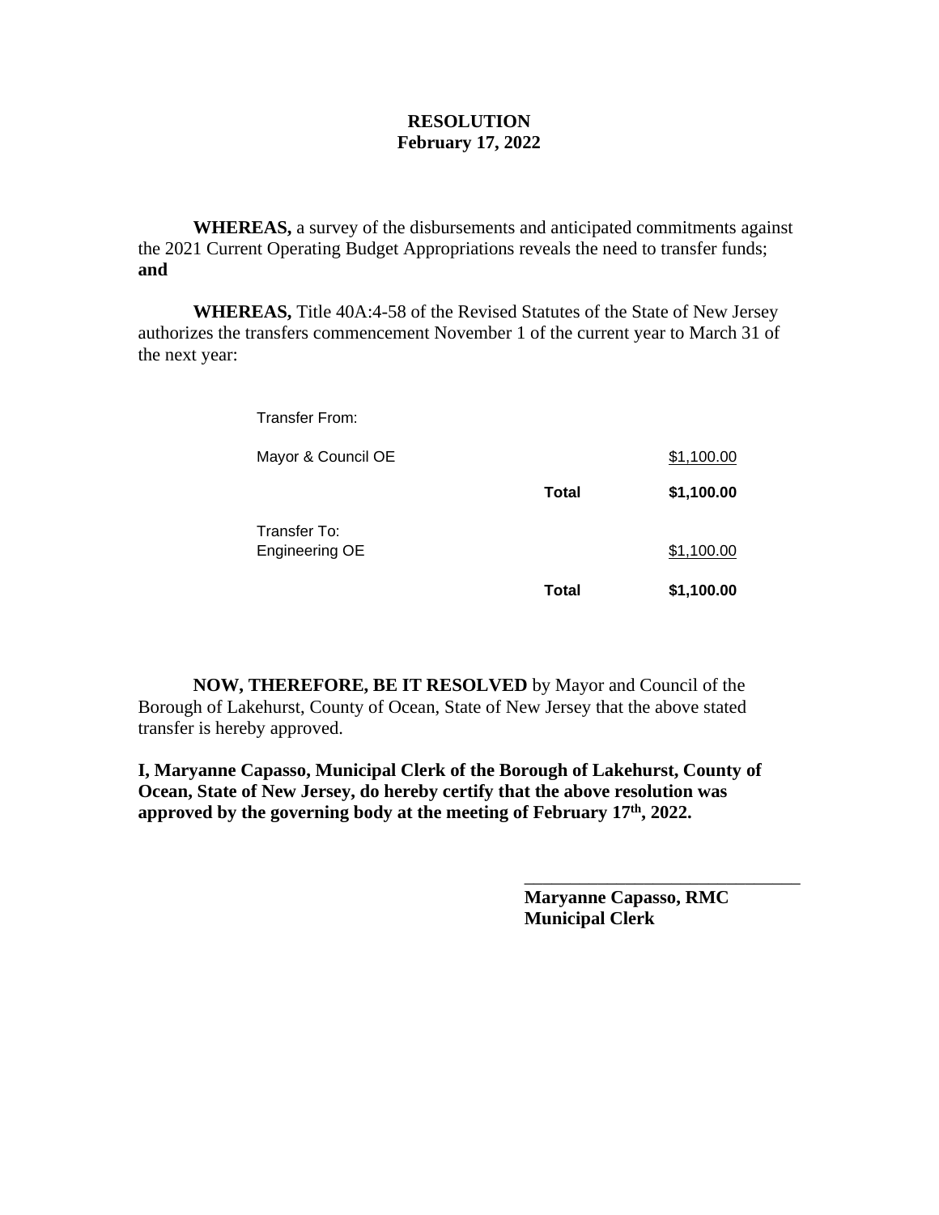**RESOLUTION**
**February 17, 2022**

**WHEREAS,** a survey of the disbursements and anticipated commitments against the 2021 Current Operating Budget Appropriations reveals the need to transfer funds; **and**

**WHEREAS,** Title 40A:4-58 of the Revised Statutes of the State of New Jersey authorizes the transfers commencement November 1 of the current year to March 31 of the next year:

| | | |
|---|---|---|
| Transfer From: | | |
| Mayor & Council OE | | $1,100.00 |
| | **Total** | **$1,100.00** |
| Transfer To: | | |
| Engineering OE | | $1,100.00 |
| | **Total** | **$1,100.00** |

**NOW, THEREFORE, BE IT RESOLVED** by Mayor and Council of the Borough of Lakehurst, County of Ocean, State of New Jersey that the above stated transfer is hereby approved.

**I, Maryanne Capasso, Municipal Clerk of the Borough of Lakehurst, County of Ocean, State of New Jersey, do hereby certify that the above resolution was approved by the governing body at the meeting of February 17th, 2022.**

\_\_\_\_\_\_\_\_\_\_\_\_\_\_\_\_\_\_\_\_\_\_\_\_\_\_\_\_\_\_

**Maryanne Capasso, RMC**
**Municipal Clerk**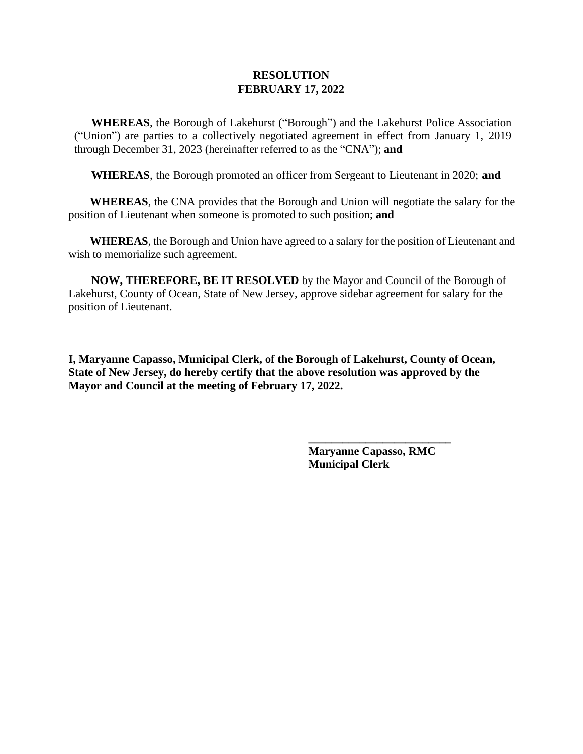**RESOLUTION**
**FEBRUARY 17, 2022**

**WHEREAS**, the Borough of Lakehurst ("Borough") and the Lakehurst Police Association ("Union") are parties to a collectively negotiated agreement in effect from January 1, 2019 through December 31, 2023 (hereinafter referred to as the "CNA"); **and**

**WHEREAS**, the Borough promoted an officer from Sergeant to Lieutenant in 2020; **and**

**WHEREAS**, the CNA provides that the Borough and Union will negotiate the salary for the position of Lieutenant when someone is promoted to such position; **and**

**WHEREAS**, the Borough and Union have agreed to a salary for the position of Lieutenant and wish to memorialize such agreement.

**NOW, THEREFORE, BE IT RESOLVED** by the Mayor and Council of the Borough of Lakehurst, County of Ocean, State of New Jersey, approve sidebar agreement for salary for the position of Lieutenant.

**I, Maryanne Capasso, Municipal Clerk, of the Borough of Lakehurst, County of Ocean, State of New Jersey, do hereby certify that the above resolution was approved by the Mayor and Council at the meeting of February 17, 2022.**

\_\_\_\_\_\_\_\_\_\_\_\_\_\_\_\_\_\_\_\_\_\_\_\_\_\_
**Maryanne Capasso, RMC**
**Municipal Clerk**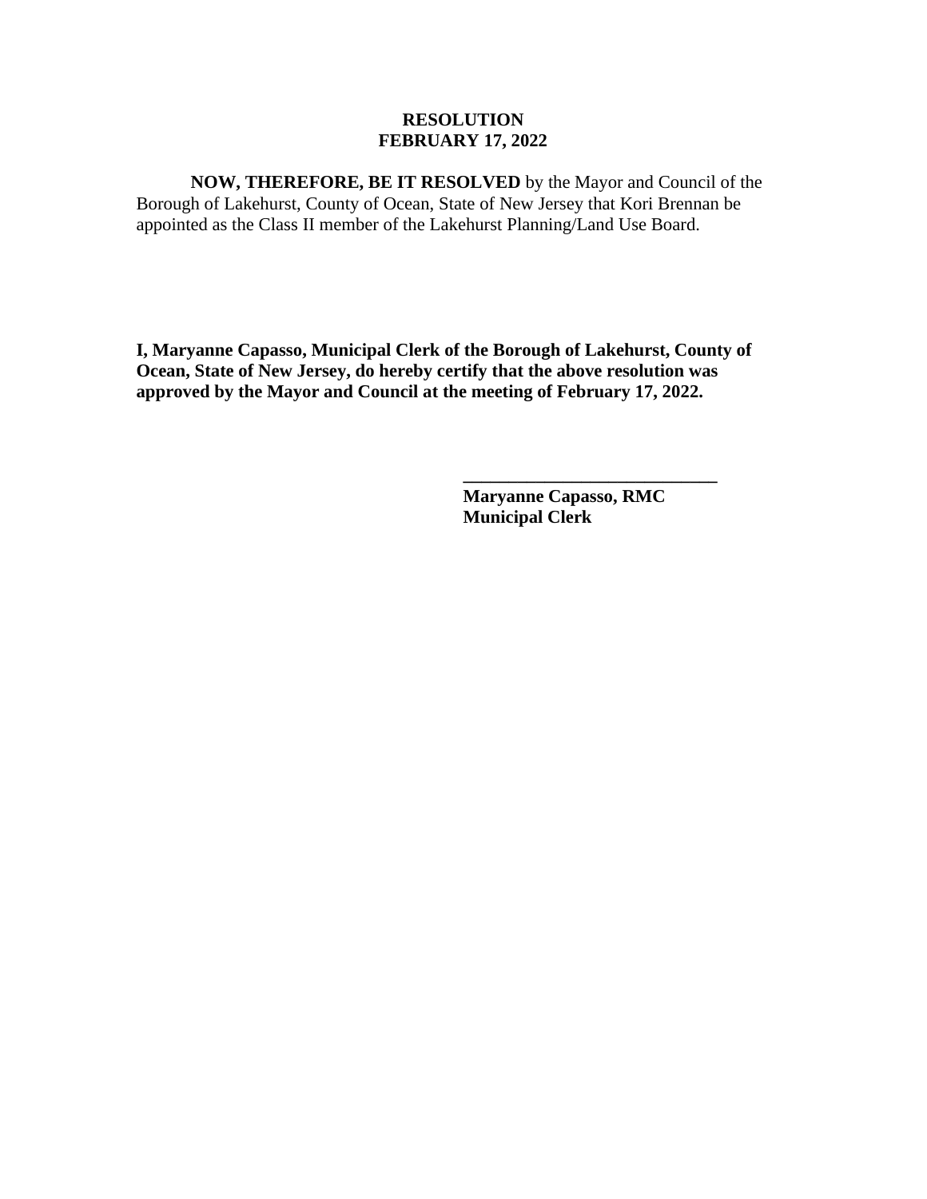**RESOLUTION**
**FEBRUARY 17, 2022**

**NOW, THEREFORE, BE IT RESOLVED** by the Mayor and Council of the Borough of Lakehurst, County of Ocean, State of New Jersey that Kori Brennan be appointed as the Class II member of the Lakehurst Planning/Land Use Board.

**I, Maryanne Capasso, Municipal Clerk of the Borough of Lakehurst, County of Ocean, State of New Jersey, do hereby certify that the above resolution was approved by the Mayor and Council at the meeting of February 17, 2022.**

\_\_\_\_\_\_\_\_\_\_\_\_\_\_\_\_\_\_\_\_\_\_\_\_\_\_\_\_

**Maryanne Capasso, RMC**
**Municipal Clerk**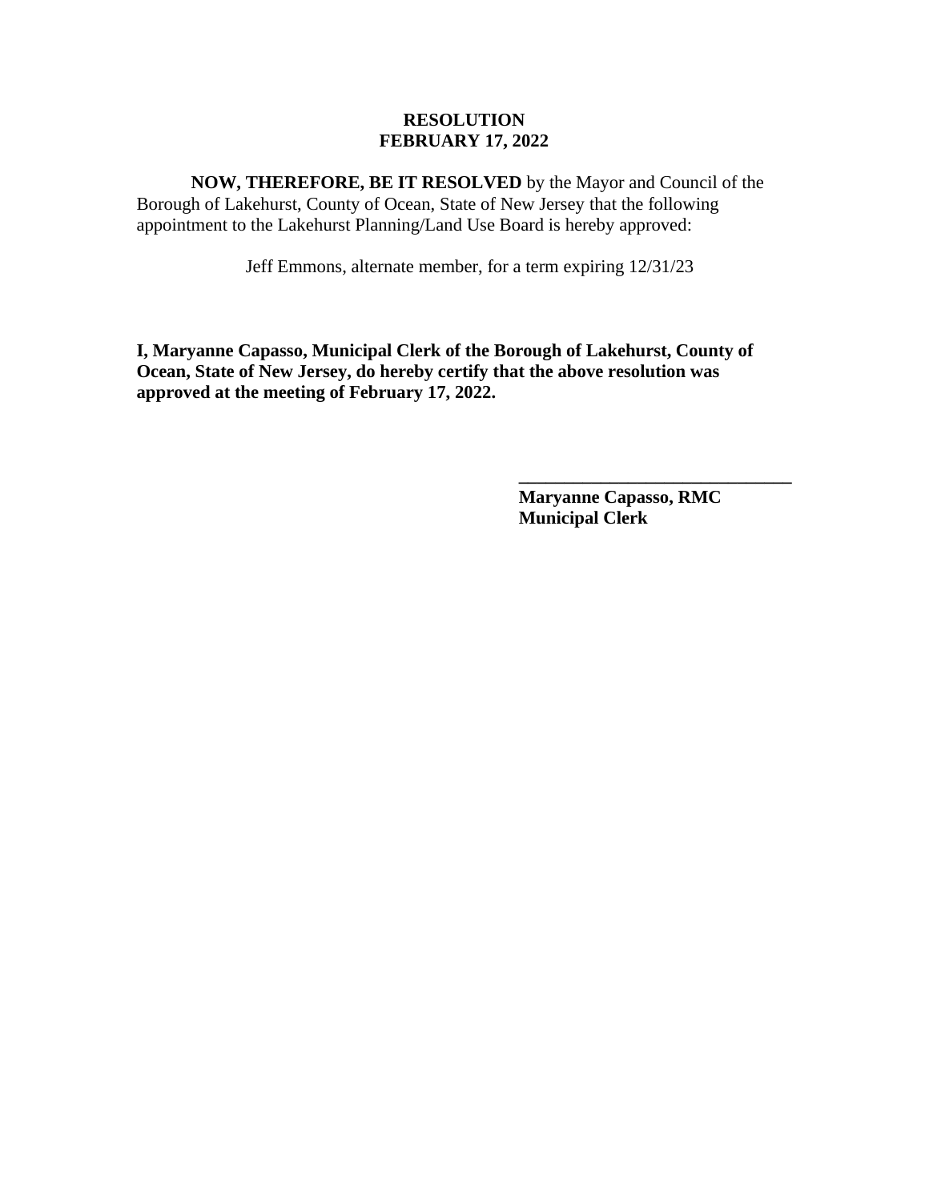**RESOLUTION**
**FEBRUARY 17, 2022**

**NOW, THEREFORE, BE IT RESOLVED** by the Mayor and Council of the Borough of Lakehurst, County of Ocean, State of New Jersey that the following appointment to the Lakehurst Planning/Land Use Board is hereby approved:

Jeff Emmons, alternate member, for a term expiring 12/31/23

**I, Maryanne Capasso, Municipal Clerk of the Borough of Lakehurst, County of Ocean, State of New Jersey, do hereby certify that the above resolution was approved at the meeting of February 17, 2022.**

______________________________
**Maryanne Capasso, RMC**
**Municipal Clerk**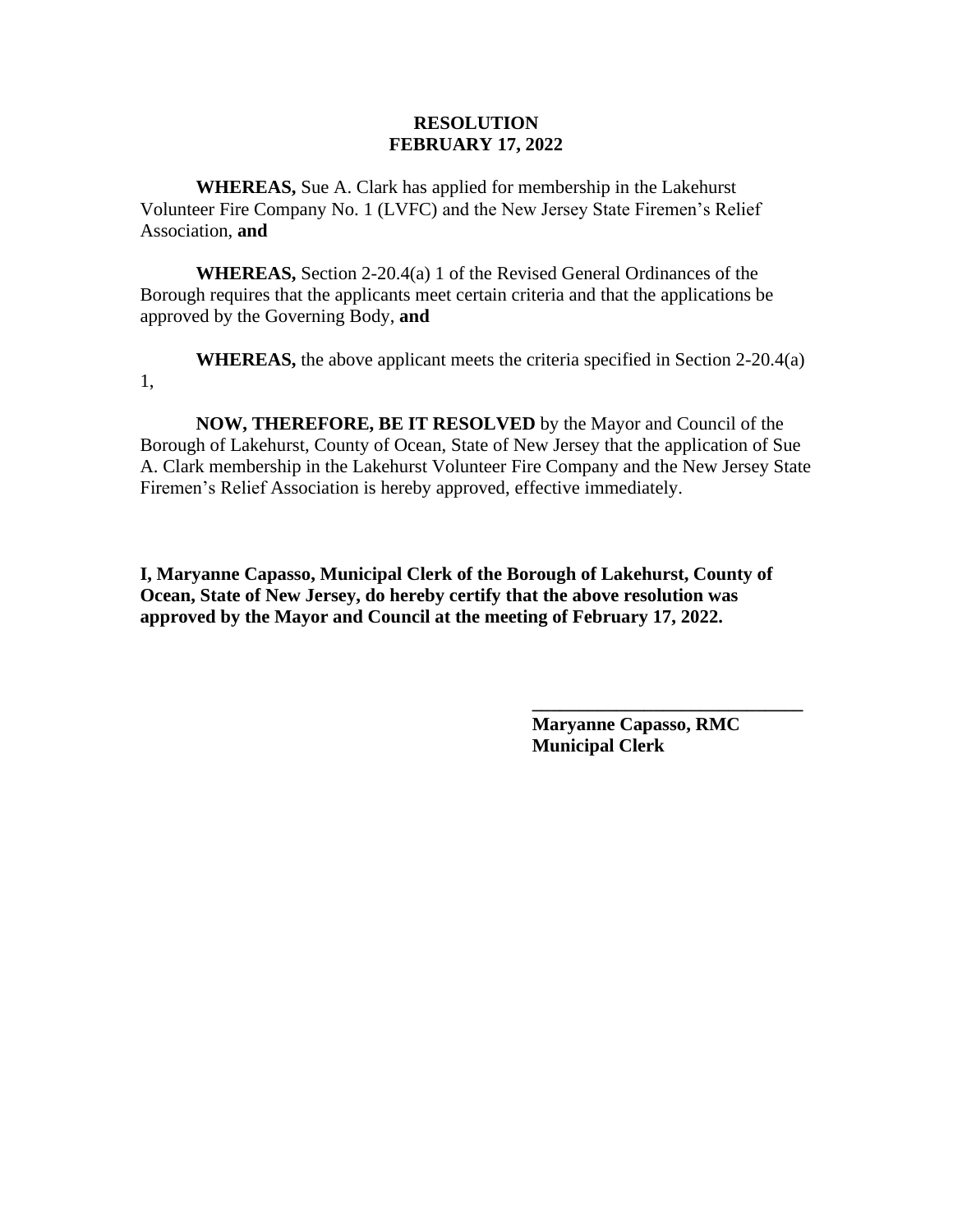**RESOLUTION**
**FEBRUARY 17, 2022**

**WHEREAS,** Sue A. Clark has applied for membership in the Lakehurst Volunteer Fire Company No. 1 (LVFC) and the New Jersey State Firemen's Relief Association, **and**

**WHEREAS,** Section 2-20.4(a) 1 of the Revised General Ordinances of the Borough requires that the applicants meet certain criteria and that the applications be approved by the Governing Body, **and**

**WHEREAS,** the above applicant meets the criteria specified in Section 2-20.4(a) 1,

**NOW, THEREFORE, BE IT RESOLVED** by the Mayor and Council of the Borough of Lakehurst, County of Ocean, State of New Jersey that the application of Sue A. Clark membership in the Lakehurst Volunteer Fire Company and the New Jersey State Firemen's Relief Association is hereby approved, effective immediately.

**I, Maryanne Capasso, Municipal Clerk of the Borough of Lakehurst, County of Ocean, State of New Jersey, do hereby certify that the above resolution was approved by the Mayor and Council at the meeting of February 17, 2022.**

\_\_\_\_\_\_\_\_\_\_\_\_\_\_\_\_\_\_\_\_\_\_\_\_\_\_\_\_\_\_

**Maryanne Capasso, RMC**
**Municipal Clerk**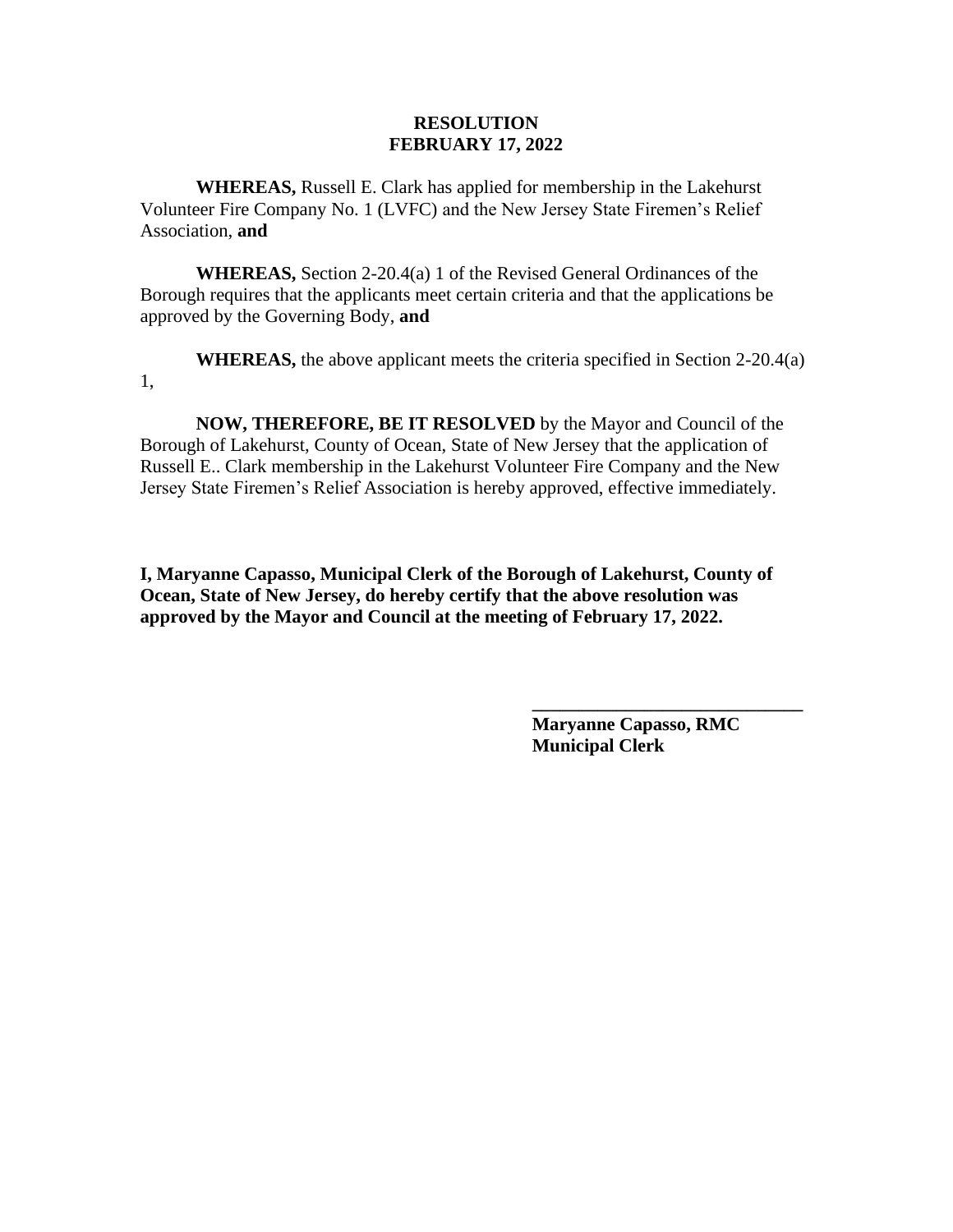**RESOLUTION**
**FEBRUARY 17, 2022**

**WHEREAS,** Russell E. Clark has applied for membership in the Lakehurst Volunteer Fire Company No. 1 (LVFC) and the New Jersey State Firemen's Relief Association, **and**

**WHEREAS,** Section 2-20.4(a) 1 of the Revised General Ordinances of the Borough requires that the applicants meet certain criteria and that the applications be approved by the Governing Body, **and**

**WHEREAS,** the above applicant meets the criteria specified in Section 2-20.4(a) 1,

**NOW, THEREFORE, BE IT RESOLVED** by the Mayor and Council of the Borough of Lakehurst, County of Ocean, State of New Jersey that the application of Russell E.. Clark membership in the Lakehurst Volunteer Fire Company and the New Jersey State Firemen's Relief Association is hereby approved, effective immediately.

**I, Maryanne Capasso, Municipal Clerk of the Borough of Lakehurst, County of Ocean, State of New Jersey, do hereby certify that the above resolution was approved by the Mayor and Council at the meeting of February 17, 2022.**

\_\_\_\_\_\_\_\_\_\_\_\_\_\_\_\_\_\_\_\_\_\_\_\_\_\_\_\_\_\_
**Maryanne Capasso, RMC**
**Municipal Clerk**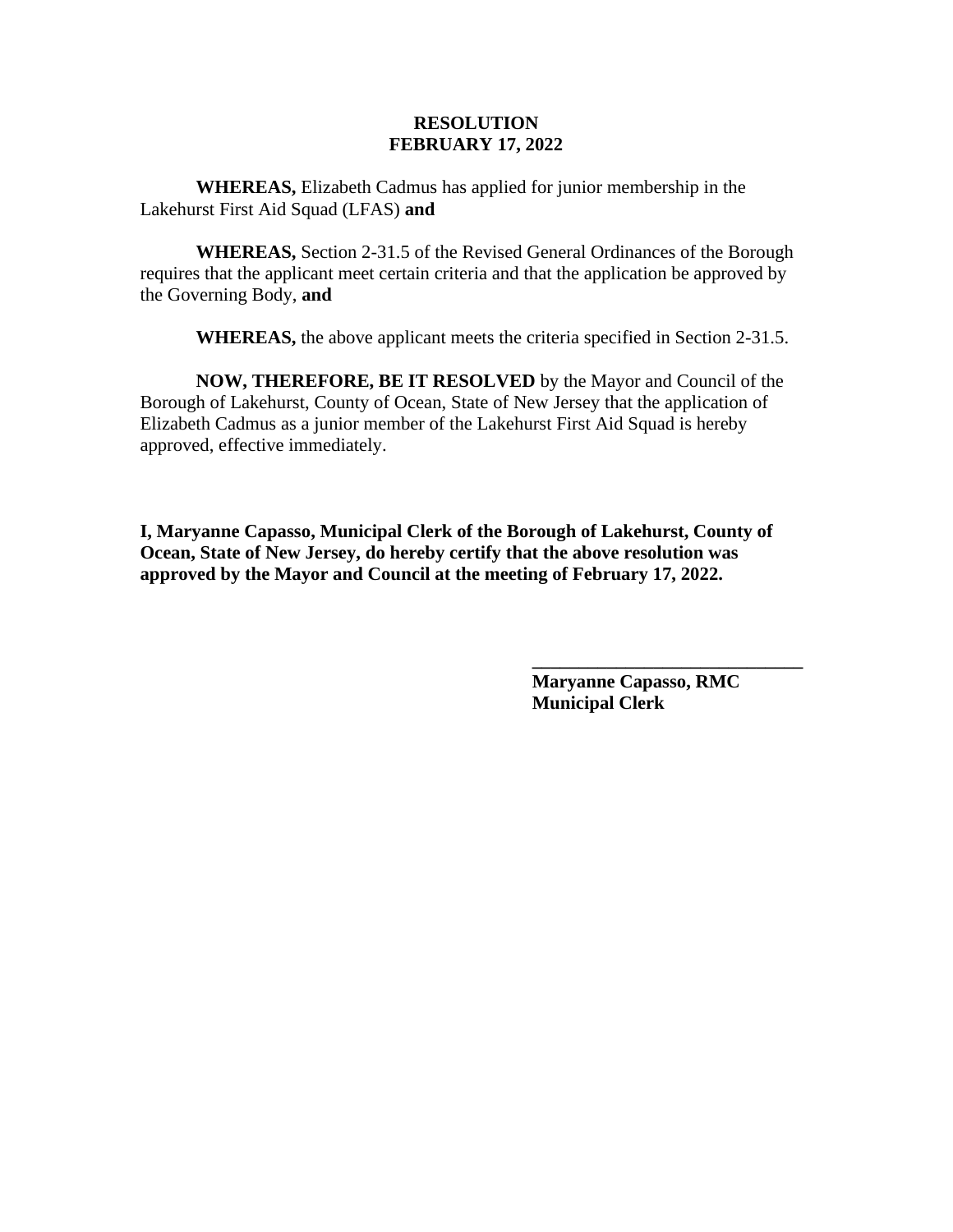**RESOLUTION**
**FEBRUARY 17, 2022**

**WHEREAS,** Elizabeth Cadmus has applied for junior membership in the Lakehurst First Aid Squad (LFAS) **and**

**WHEREAS,** Section 2-31.5 of the Revised General Ordinances of the Borough requires that the applicant meet certain criteria and that the application be approved by the Governing Body, **and**

**WHEREAS,** the above applicant meets the criteria specified in Section 2-31.5.

**NOW, THEREFORE, BE IT RESOLVED** by the Mayor and Council of the Borough of Lakehurst, County of Ocean, State of New Jersey that the application of Elizabeth Cadmus as a junior member of the Lakehurst First Aid Squad is hereby approved, effective immediately.

**I, Maryanne Capasso, Municipal Clerk of the Borough of Lakehurst, County of Ocean, State of New Jersey, do hereby certify that the above resolution was approved by the Mayor and Council at the meeting of February 17, 2022.**

_____________________________
**Maryanne Capasso, RMC**
**Municipal Clerk**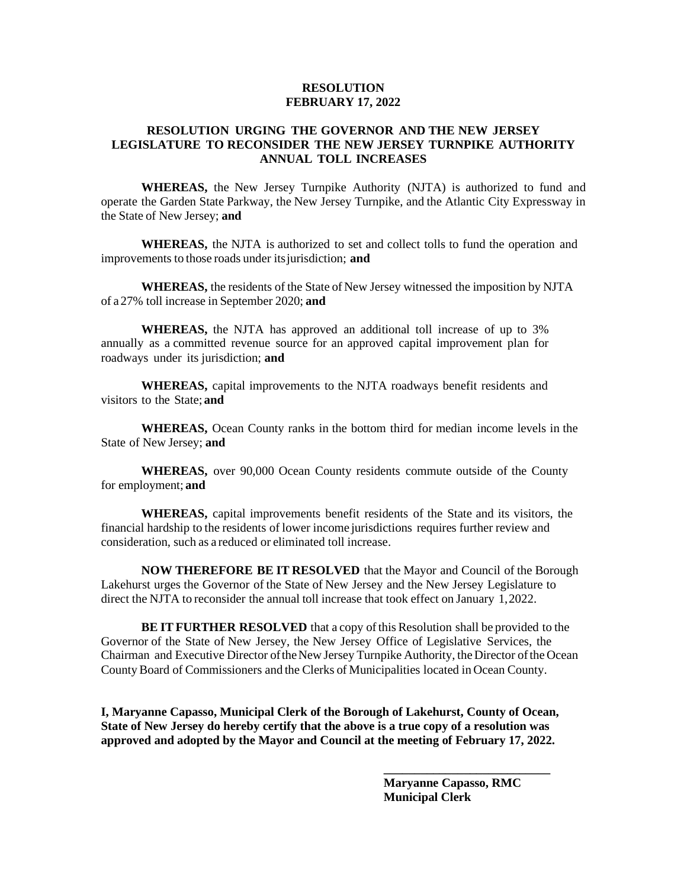**RESOLUTION**
**FEBRUARY 17, 2022**

**RESOLUTION URGING THE GOVERNOR AND THE NEW JERSEY LEGISLATURE TO RECONSIDER THE NEW JERSEY TURNPIKE AUTHORITY ANNUAL TOLL INCREASES**

**WHEREAS,** the New Jersey Turnpike Authority (NJTA) is authorized to fund and operate the Garden State Parkway, the New Jersey Turnpike, and the Atlantic City Expressway in the State of New Jersey; **and**

**WHEREAS,** the NJTA is authorized to set and collect tolls to fund the operation and improvements to those roads under its jurisdiction; **and**

**WHEREAS,** the residents of the State of New Jersey witnessed the imposition by NJTA of a 27% toll increase in September 2020; **and**

**WHEREAS,** the NJTA has approved an additional toll increase of up to 3% annually as a committed revenue source for an approved capital improvement plan for roadways under its jurisdiction; **and**

**WHEREAS,** capital improvements to the NJTA roadways benefit residents and visitors to the State; **and**

**WHEREAS,** Ocean County ranks in the bottom third for median income levels in the State of New Jersey; **and**

**WHEREAS,** over 90,000 Ocean County residents commute outside of the County for employment; **and**

**WHEREAS,** capital improvements benefit residents of the State and its visitors, the financial hardship to the residents of lower income jurisdictions requires further review and consideration, such as a reduced or eliminated toll increase.

**NOW THEREFORE BE IT RESOLVED** that the Mayor and Council of the Borough Lakehurst urges the Governor of the State of New Jersey and the New Jersey Legislature to direct the NJTA to reconsider the annual toll increase that took effect on January 1, 2022.

**BE IT FURTHER RESOLVED** that a copy of this Resolution shall be provided to the Governor of the State of New Jersey, the New Jersey Office of Legislative Services, the Chairman and Executive Director of the New Jersey Turnpike Authority, the Director of the Ocean County Board of Commissioners and the Clerks of Municipalities located in Ocean County.

**I, Maryanne Capasso, Municipal Clerk of the Borough of Lakehurst, County of Ocean, State of New Jersey do hereby certify that the above is a true copy of a resolution was approved and adopted by the Mayor and Council at the meeting of February 17, 2022.**

\_\_\_\_\_\_\_\_\_\_\_\_\_\_\_\_\_\_\_\_\_\_\_\_\_\_\_\_
**Maryanne Capasso, RMC**
**Municipal Clerk**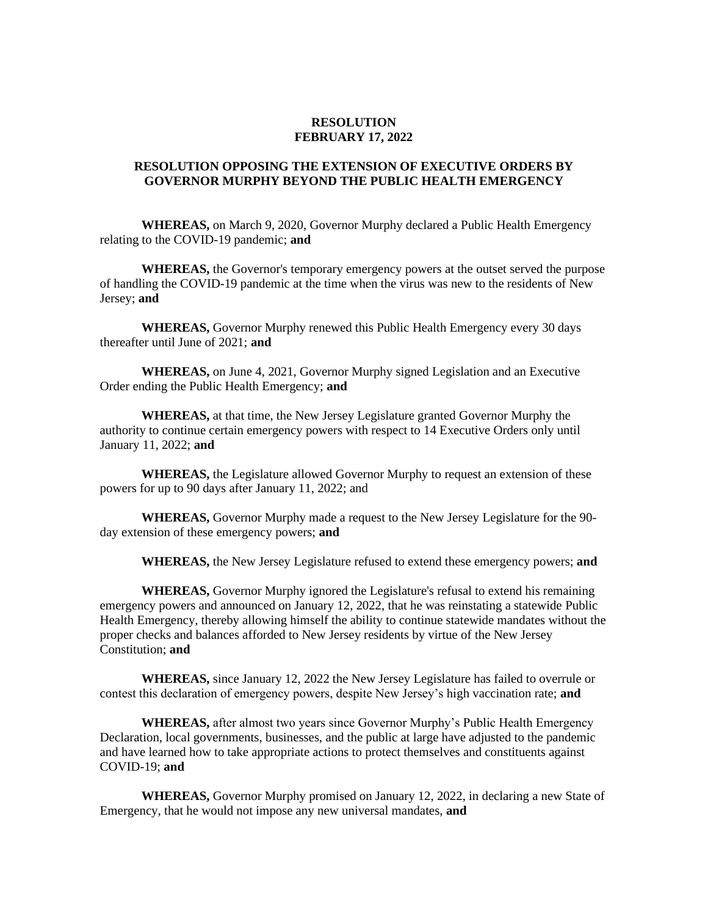**RESOLUTION**
**FEBRUARY 17, 2022**

**RESOLUTION OPPOSING THE EXTENSION OF EXECUTIVE ORDERS BY GOVERNOR MURPHY BEYOND THE PUBLIC HEALTH EMERGENCY**

**WHEREAS,** on March 9, 2020, Governor Murphy declared a Public Health Emergency relating to the COVID-19 pandemic; **and**

**WHEREAS,** the Governor's temporary emergency powers at the outset served the purpose of handling the COVID-19 pandemic at the time when the virus was new to the residents of New Jersey; **and**

**WHEREAS,** Governor Murphy renewed this Public Health Emergency every 30 days thereafter until June of 2021; **and**

**WHEREAS,** on June 4, 2021, Governor Murphy signed Legislation and an Executive Order ending the Public Health Emergency; **and**

**WHEREAS,** at that time, the New Jersey Legislature granted Governor Murphy the authority to continue certain emergency powers with respect to 14 Executive Orders only until January 11, 2022; **and**

**WHEREAS,** the Legislature allowed Governor Murphy to request an extension of these powers for up to 90 days after January 11, 2022; and

**WHEREAS,** Governor Murphy made a request to the New Jersey Legislature for the 90-day extension of these emergency powers; **and**

**WHEREAS,** the New Jersey Legislature refused to extend these emergency powers; **and**

**WHEREAS,** Governor Murphy ignored the Legislature's refusal to extend his remaining emergency powers and announced on January 12, 2022, that he was reinstating a statewide Public Health Emergency, thereby allowing himself the ability to continue statewide mandates without the proper checks and balances afforded to New Jersey residents by virtue of the New Jersey Constitution; **and**

**WHEREAS,** since January 12, 2022 the New Jersey Legislature has failed to overrule or contest this declaration of emergency powers, despite New Jersey's high vaccination rate; **and**

**WHEREAS,** after almost two years since Governor Murphy's Public Health Emergency Declaration, local governments, businesses, and the public at large have adjusted to the pandemic and have learned how to take appropriate actions to protect themselves and constituents against COVID-19; **and**

**WHEREAS,** Governor Murphy promised on January 12, 2022, in declaring a new State of Emergency, that he would not impose any new universal mandates, **and**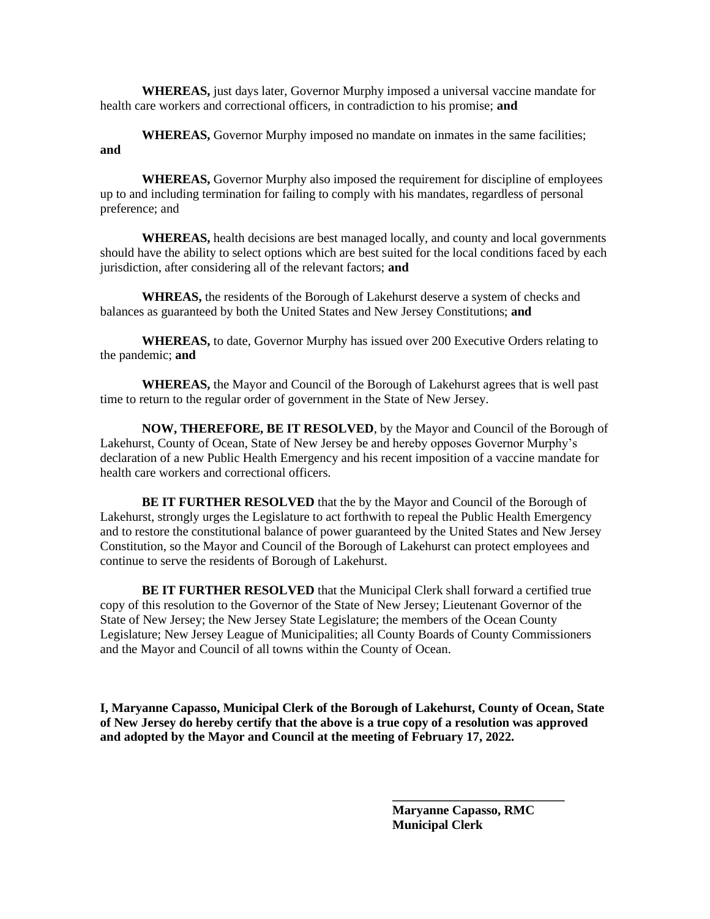**WHEREAS,** just days later, Governor Murphy imposed a universal vaccine mandate for health care workers and correctional officers, in contradiction to his promise; **and**

**WHEREAS,** Governor Murphy imposed no mandate on inmates in the same facilities; **and**

**WHEREAS,** Governor Murphy also imposed the requirement for discipline of employees up to and including termination for failing to comply with his mandates, regardless of personal preference; and

**WHEREAS,** health decisions are best managed locally, and county and local governments should have the ability to select options which are best suited for the local conditions faced by each jurisdiction, after considering all of the relevant factors; **and**

**WHREAS,** the residents of the Borough of Lakehurst deserve a system of checks and balances as guaranteed by both the United States and New Jersey Constitutions; **and**

**WHEREAS,** to date, Governor Murphy has issued over 200 Executive Orders relating to the pandemic; **and**

**WHEREAS,** the Mayor and Council of the Borough of Lakehurst agrees that is well past time to return to the regular order of government in the State of New Jersey.

**NOW, THEREFORE, BE IT RESOLVED**, by the Mayor and Council of the Borough of Lakehurst, County of Ocean, State of New Jersey be and hereby opposes Governor Murphy's declaration of a new Public Health Emergency and his recent imposition of a vaccine mandate for health care workers and correctional officers.

**BE IT FURTHER RESOLVED** that the by the Mayor and Council of the Borough of Lakehurst, strongly urges the Legislature to act forthwith to repeal the Public Health Emergency and to restore the constitutional balance of power guaranteed by the United States and New Jersey Constitution, so the Mayor and Council of the Borough of Lakehurst can protect employees and continue to serve the residents of Borough of Lakehurst.

**BE IT FURTHER RESOLVED** that the Municipal Clerk shall forward a certified true copy of this resolution to the Governor of the State of New Jersey; Lieutenant Governor of the State of New Jersey; the New Jersey State Legislature; the members of the Ocean County Legislature; New Jersey League of Municipalities; all County Boards of County Commissioners and the Mayor and Council of all towns within the County of Ocean.

**I, Maryanne Capasso, Municipal Clerk of the Borough of Lakehurst, County of Ocean, State of New Jersey do hereby certify that the above is a true copy of a resolution was approved and adopted by the Mayor and Council at the meeting of February 17, 2022.**

**\_\_\_\_\_\_\_\_\_\_\_\_\_\_\_\_\_\_\_\_\_\_\_\_\_\_\_\_**
**Maryanne Capasso, RMC**
**Municipal Clerk**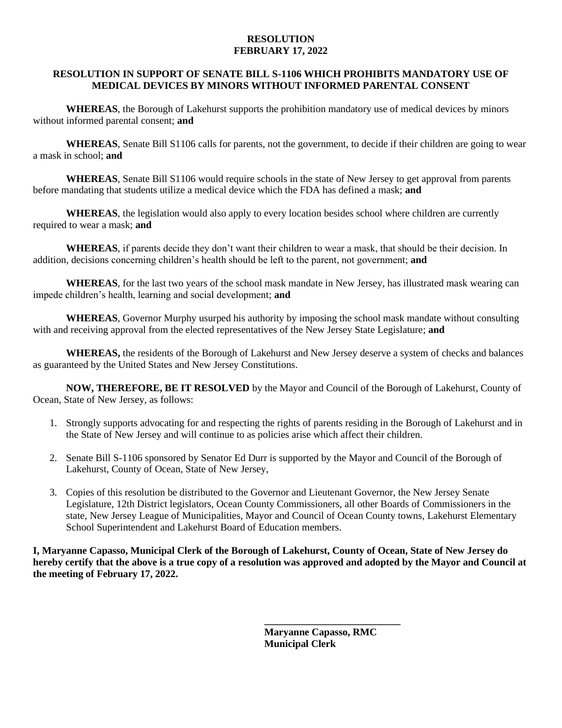**RESOLUTION**
**FEBRUARY 17, 2022**

**RESOLUTION IN SUPPORT OF SENATE BILL S-1106 WHICH PROHIBITS MANDATORY USE OF MEDICAL DEVICES BY MINORS WITHOUT INFORMED PARENTAL CONSENT**

**WHEREAS**, the Borough of Lakehurst supports the prohibition mandatory use of medical devices by minors without informed parental consent; **and**

**WHEREAS**, Senate Bill S1106 calls for parents, not the government, to decide if their children are going to wear a mask in school; **and**

**WHEREAS**, Senate Bill S1106 would require schools in the state of New Jersey to get approval from parents before mandating that students utilize a medical device which the FDA has defined a mask; **and**

**WHEREAS**, the legislation would also apply to every location besides school where children are currently required to wear a mask; **and**

**WHEREAS**, if parents decide they don't want their children to wear a mask, that should be their decision. In addition, decisions concerning children's health should be left to the parent, not government; **and**

**WHEREAS**, for the last two years of the school mask mandate in New Jersey, has illustrated mask wearing can impede children's health, learning and social development; **and**

**WHEREAS**, Governor Murphy usurped his authority by imposing the school mask mandate without consulting with and receiving approval from the elected representatives of the New Jersey State Legislature; **and**

**WHEREAS,** the residents of the Borough of Lakehurst and New Jersey deserve a system of checks and balances as guaranteed by the United States and New Jersey Constitutions.

**NOW, THEREFORE, BE IT RESOLVED** by the Mayor and Council of the Borough of Lakehurst, County of Ocean, State of New Jersey, as follows:

1. Strongly supports advocating for and respecting the rights of parents residing in the Borough of Lakehurst and in the State of New Jersey and will continue to as policies arise which affect their children.
2. Senate Bill S-1106 sponsored by Senator Ed Durr is supported by the Mayor and Council of the Borough of Lakehurst, County of Ocean, State of New Jersey,
3. Copies of this resolution be distributed to the Governor and Lieutenant Governor, the New Jersey Senate Legislature, 12th District legislators, Ocean County Commissioners, all other Boards of Commissioners in the state, New Jersey League of Municipalities, Mayor and Council of Ocean County towns, Lakehurst Elementary School Superintendent and Lakehurst Board of Education members.

**I, Maryanne Capasso, Municipal Clerk of the Borough of Lakehurst, County of Ocean, State of New Jersey do hereby certify that the above is a true copy of a resolution was approved and adopted by the Mayor and Council at the meeting of February 17, 2022.**

**Maryanne Capasso, RMC**
**Municipal Clerk**